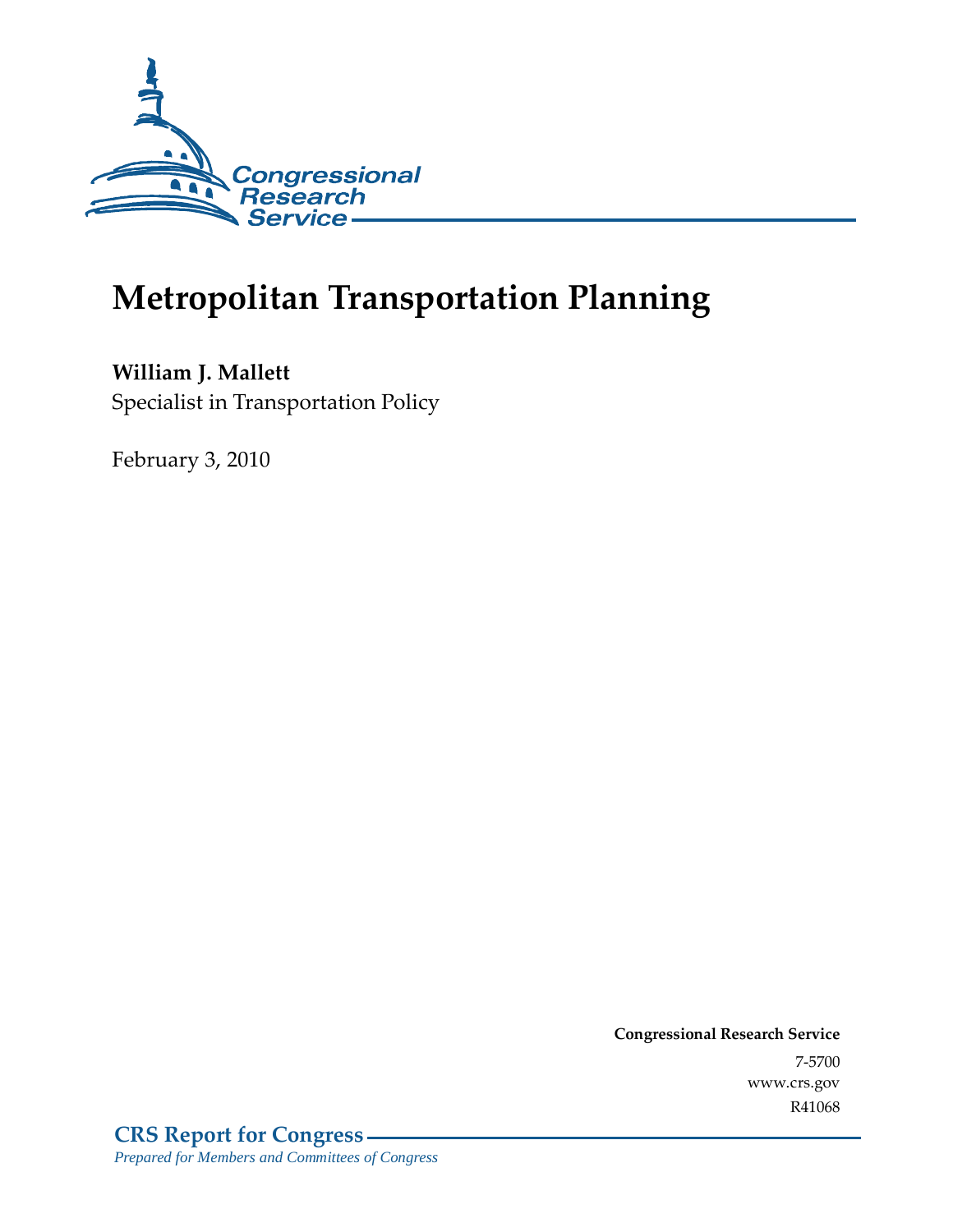Congressional Research Service

# Metropolitan Transportation Planning

**William J. Mallett**
Specialist in Transportation Policy

February 3, 2010

**Congressional Research Service**
7-5700
www.crs.gov
R41068

**CRS Report for Congress**
*Prepared for Members and Committees of Congress*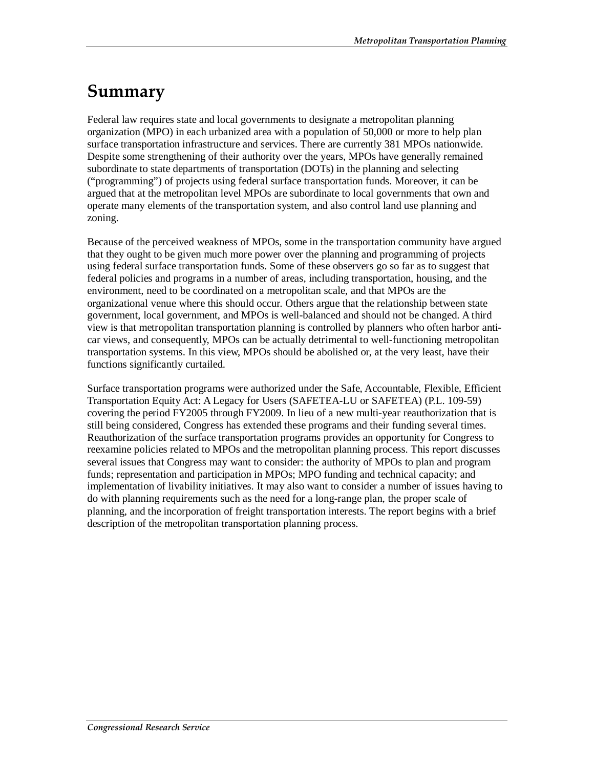# Summary

Federal law requires state and local governments to designate a metropolitan planning organization (MPO) in each urbanized area with a population of 50,000 or more to help plan surface transportation infrastructure and services. There are currently 381 MPOs nationwide. Despite some strengthening of their authority over the years, MPOs have generally remained subordinate to state departments of transportation (DOTs) in the planning and selecting ("programming") of projects using federal surface transportation funds. Moreover, it can be argued that at the metropolitan level MPOs are subordinate to local governments that own and operate many elements of the transportation system, and also control land use planning and zoning.

Because of the perceived weakness of MPOs, some in the transportation community have argued that they ought to be given much more power over the planning and programming of projects using federal surface transportation funds. Some of these observers go so far as to suggest that federal policies and programs in a number of areas, including transportation, housing, and the environment, need to be coordinated on a metropolitan scale, and that MPOs are the organizational venue where this should occur. Others argue that the relationship between state government, local government, and MPOs is well-balanced and should not be changed. A third view is that metropolitan transportation planning is controlled by planners who often harbor anti-car views, and consequently, MPOs can be actually detrimental to well-functioning metropolitan transportation systems. In this view, MPOs should be abolished or, at the very least, have their functions significantly curtailed.

Surface transportation programs were authorized under the Safe, Accountable, Flexible, Efficient Transportation Equity Act: A Legacy for Users (SAFETEA-LU or SAFETEA) (P.L. 109-59) covering the period FY2005 through FY2009. In lieu of a new multi-year reauthorization that is still being considered, Congress has extended these programs and their funding several times. Reauthorization of the surface transportation programs provides an opportunity for Congress to reexamine policies related to MPOs and the metropolitan planning process. This report discusses several issues that Congress may want to consider: the authority of MPOs to plan and program funds; representation and participation in MPOs; MPO funding and technical capacity; and implementation of livability initiatives. It may also want to consider a number of issues having to do with planning requirements such as the need for a long-range plan, the proper scale of planning, and the incorporation of freight transportation interests. The report begins with a brief description of the metropolitan transportation planning process.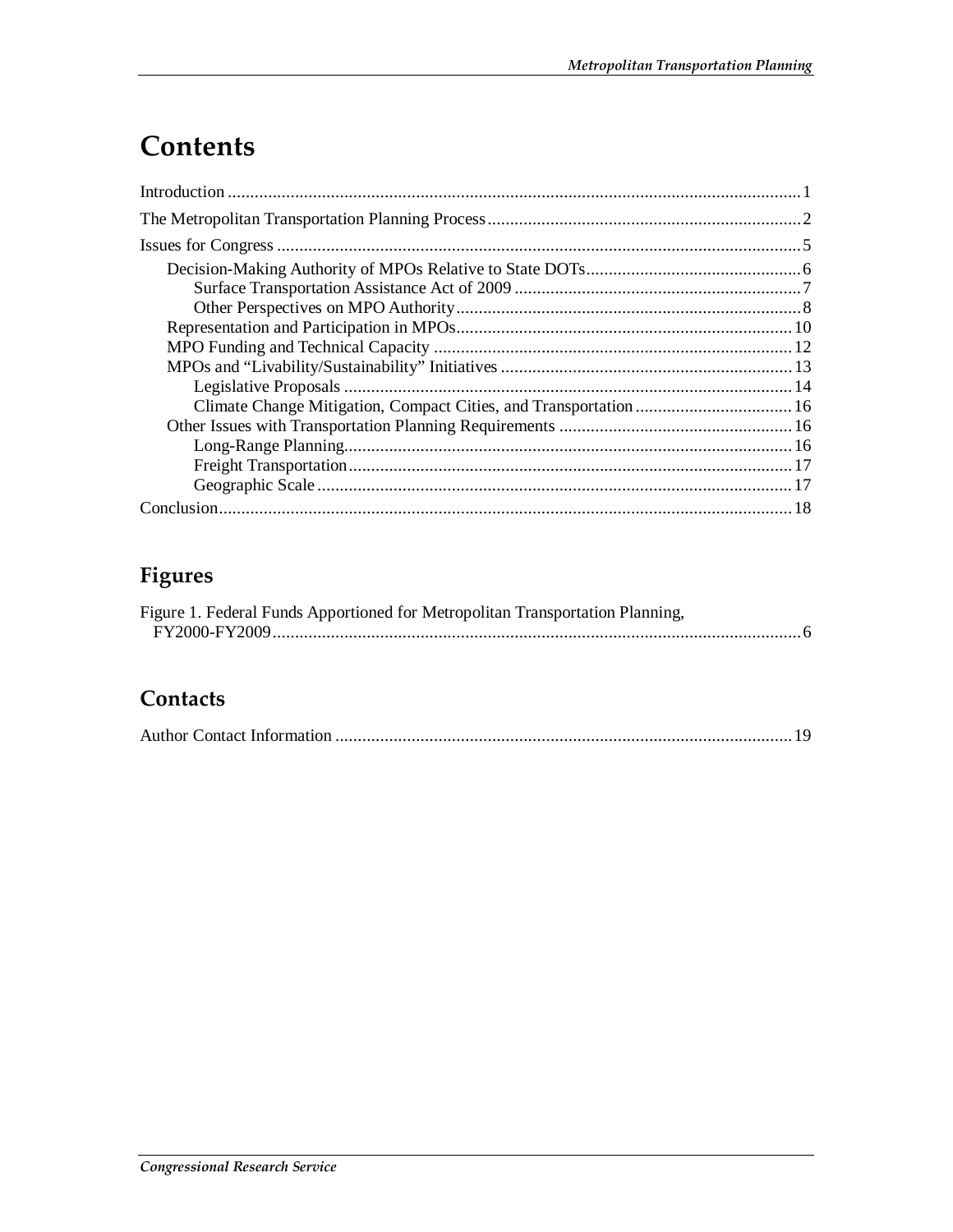# Contents

Introduction .......... 1

The Metropolitan Transportation Planning Process .......... 2

Issues for Congress .......... 5

- Decision-Making Authority of MPOs Relative to State DOTs .......... 6
  - Surface Transportation Assistance Act of 2009 .......... 7
  - Other Perspectives on MPO Authority .......... 8
- Representation and Participation in MPOs .......... 10
- MPO Funding and Technical Capacity .......... 12
- MPOs and "Livability/Sustainability" Initiatives .......... 13
  - Legislative Proposals .......... 14
  - Climate Change Mitigation, Compact Cities, and Transportation .......... 16
- Other Issues with Transportation Planning Requirements .......... 16
  - Long-Range Planning .......... 16
  - Freight Transportation .......... 17
  - Geographic Scale .......... 17

Conclusion .......... 18

## Figures

Figure 1. Federal Funds Apportioned for Metropolitan Transportation Planning, FY2000-FY2009 .......... 6

## Contacts

Author Contact Information .......... 19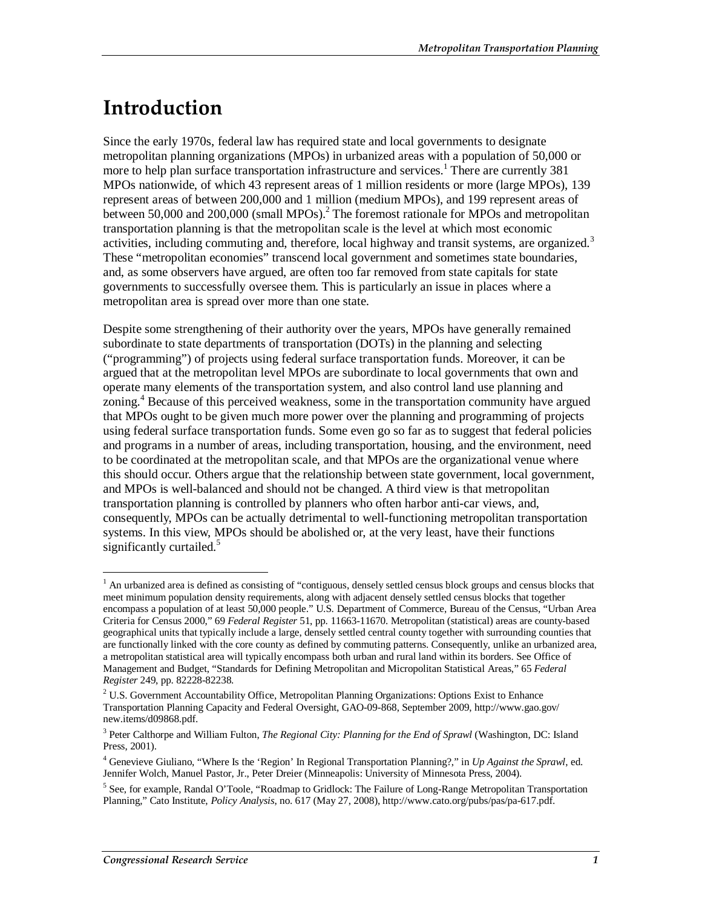# Introduction

Since the early 1970s, federal law has required state and local governments to designate metropolitan planning organizations (MPOs) in urbanized areas with a population of 50,000 or more to help plan surface transportation infrastructure and services.[1] There are currently 381 MPOs nationwide, of which 43 represent areas of 1 million residents or more (large MPOs), 139 represent areas of between 200,000 and 1 million (medium MPOs), and 199 represent areas of between 50,000 and 200,000 (small MPOs).[2] The foremost rationale for MPOs and metropolitan transportation planning is that the metropolitan scale is the level at which most economic activities, including commuting and, therefore, local highway and transit systems, are organized.[3] These "metropolitan economies" transcend local government and sometimes state boundaries, and, as some observers have argued, are often too far removed from state capitals for state governments to successfully oversee them. This is particularly an issue in places where a metropolitan area is spread over more than one state.

Despite some strengthening of their authority over the years, MPOs have generally remained subordinate to state departments of transportation (DOTs) in the planning and selecting ("programming") of projects using federal surface transportation funds. Moreover, it can be argued that at the metropolitan level MPOs are subordinate to local governments that own and operate many elements of the transportation system, and also control land use planning and zoning.[4] Because of this perceived weakness, some in the transportation community have argued that MPOs ought to be given much more power over the planning and programming of projects using federal surface transportation funds. Some even go so far as to suggest that federal policies and programs in a number of areas, including transportation, housing, and the environment, need to be coordinated at the metropolitan scale, and that MPOs are the organizational venue where this should occur. Others argue that the relationship between state government, local government, and MPOs is well-balanced and should not be changed. A third view is that metropolitan transportation planning is controlled by planners who often harbor anti-car views, and, consequently, MPOs can be actually detrimental to well-functioning metropolitan transportation systems. In this view, MPOs should be abolished or, at the very least, have their functions significantly curtailed.[5]

---

[1] An urbanized area is defined as consisting of "contiguous, densely settled census block groups and census blocks that meet minimum population density requirements, along with adjacent densely settled census blocks that together encompass a population of at least 50,000 people." U.S. Department of Commerce, Bureau of the Census, "Urban Area Criteria for Census 2000," 69 *Federal Register* 51, pp. 11663-11670. Metropolitan (statistical) areas are county-based geographical units that typically include a large, densely settled central county together with surrounding counties that are functionally linked with the core county as defined by commuting patterns. Consequently, unlike an urbanized area, a metropolitan statistical area will typically encompass both urban and rural land within its borders. See Office of Management and Budget, "Standards for Defining Metropolitan and Micropolitan Statistical Areas," 65 *Federal Register* 249, pp. 82228-82238.

[2] U.S. Government Accountability Office, Metropolitan Planning Organizations: Options Exist to Enhance Transportation Planning Capacity and Federal Oversight, GAO-09-868, September 2009, http://www.gao.gov/new.items/d09868.pdf.

[3] Peter Calthorpe and William Fulton, *The Regional City: Planning for the End of Sprawl* (Washington, DC: Island Press, 2001).

[4] Genevieve Giuliano, "Where Is the 'Region' In Regional Transportation Planning?," in *Up Against the Sprawl*, ed. Jennifer Wolch, Manuel Pastor, Jr., Peter Dreier (Minneapolis: University of Minnesota Press, 2004).

[5] See, for example, Randal O'Toole, "Roadmap to Gridlock: The Failure of Long-Range Metropolitan Transportation Planning," Cato Institute, *Policy Analysis*, no. 617 (May 27, 2008), http://www.cato.org/pubs/pas/pa-617.pdf.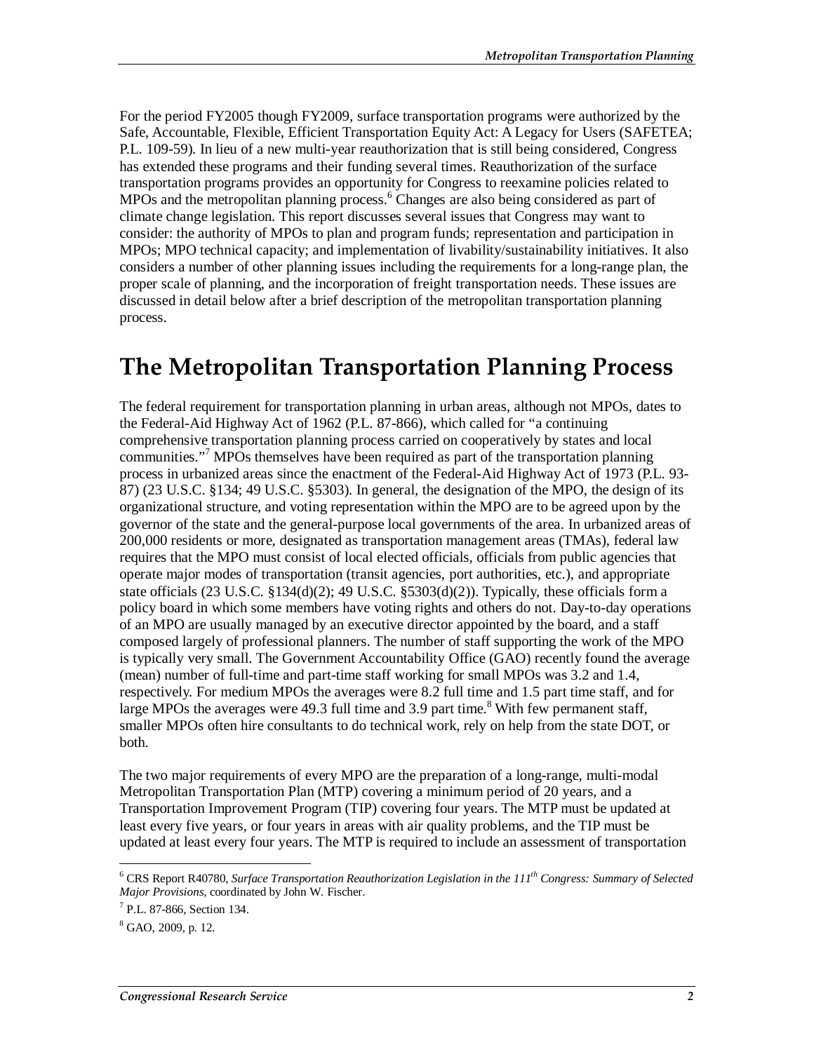For the period FY2005 though FY2009, surface transportation programs were authorized by the Safe, Accountable, Flexible, Efficient Transportation Equity Act: A Legacy for Users (SAFETEA; P.L. 109-59). In lieu of a new multi-year reauthorization that is still being considered, Congress has extended these programs and their funding several times. Reauthorization of the surface transportation programs provides an opportunity for Congress to reexamine policies related to MPOs and the metropolitan planning process.[6] Changes are also being considered as part of climate change legislation. This report discusses several issues that Congress may want to consider: the authority of MPOs to plan and program funds; representation and participation in MPOs; MPO technical capacity; and implementation of livability/sustainability initiatives. It also considers a number of other planning issues including the requirements for a long-range plan, the proper scale of planning, and the incorporation of freight transportation needs. These issues are discussed in detail below after a brief description of the metropolitan transportation planning process.

# The Metropolitan Transportation Planning Process

The federal requirement for transportation planning in urban areas, although not MPOs, dates to the Federal-Aid Highway Act of 1962 (P.L. 87-866), which called for "a continuing comprehensive transportation planning process carried on cooperatively by states and local communities."[7] MPOs themselves have been required as part of the transportation planning process in urbanized areas since the enactment of the Federal-Aid Highway Act of 1973 (P.L. 93-87) (23 U.S.C. §134; 49 U.S.C. §5303). In general, the designation of the MPO, the design of its organizational structure, and voting representation within the MPO are to be agreed upon by the governor of the state and the general-purpose local governments of the area. In urbanized areas of 200,000 residents or more, designated as transportation management areas (TMAs), federal law requires that the MPO must consist of local elected officials, officials from public agencies that operate major modes of transportation (transit agencies, port authorities, etc.), and appropriate state officials (23 U.S.C. §134(d)(2); 49 U.S.C. §5303(d)(2)). Typically, these officials form a policy board in which some members have voting rights and others do not. Day-to-day operations of an MPO are usually managed by an executive director appointed by the board, and a staff composed largely of professional planners. The number of staff supporting the work of the MPO is typically very small. The Government Accountability Office (GAO) recently found the average (mean) number of full-time and part-time staff working for small MPOs was 3.2 and 1.4, respectively. For medium MPOs the averages were 8.2 full time and 1.5 part time staff, and for large MPOs the averages were 49.3 full time and 3.9 part time.[8] With few permanent staff, smaller MPOs often hire consultants to do technical work, rely on help from the state DOT, or both.

The two major requirements of every MPO are the preparation of a long-range, multi-modal Metropolitan Transportation Plan (MTP) covering a minimum period of 20 years, and a Transportation Improvement Program (TIP) covering four years. The MTP must be updated at least every five years, or four years in areas with air quality problems, and the TIP must be updated at least every four years. The MTP is required to include an assessment of transportation

---

[6] CRS Report R40780, *Surface Transportation Reauthorization Legislation in the 111th Congress: Summary of Selected Major Provisions*, coordinated by John W. Fischer.

[7] P.L. 87-866, Section 134.

[8] GAO, 2009, p. 12.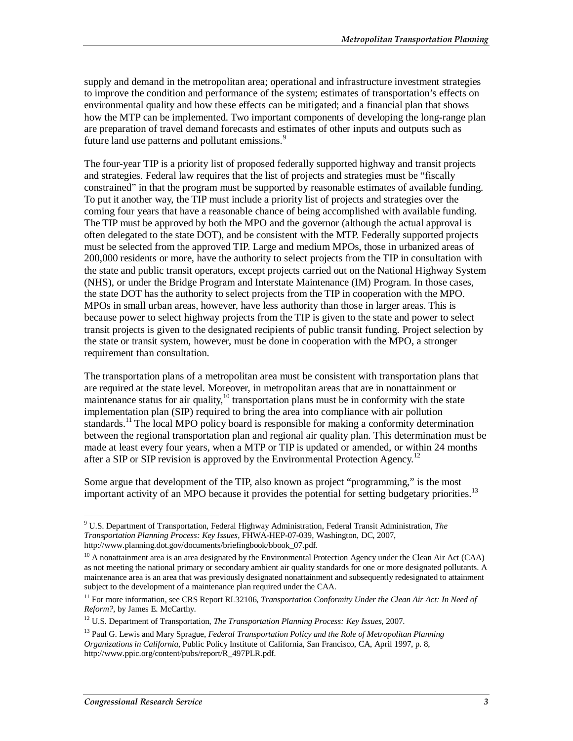supply and demand in the metropolitan area; operational and infrastructure investment strategies to improve the condition and performance of the system; estimates of transportation's effects on environmental quality and how these effects can be mitigated; and a financial plan that shows how the MTP can be implemented. Two important components of developing the long-range plan are preparation of travel demand forecasts and estimates of other inputs and outputs such as future land use patterns and pollutant emissions.[9]

The four-year TIP is a priority list of proposed federally supported highway and transit projects and strategies. Federal law requires that the list of projects and strategies must be "fiscally constrained" in that the program must be supported by reasonable estimates of available funding. To put it another way, the TIP must include a priority list of projects and strategies over the coming four years that have a reasonable chance of being accomplished with available funding. The TIP must be approved by both the MPO and the governor (although the actual approval is often delegated to the state DOT), and be consistent with the MTP. Federally supported projects must be selected from the approved TIP. Large and medium MPOs, those in urbanized areas of 200,000 residents or more, have the authority to select projects from the TIP in consultation with the state and public transit operators, except projects carried out on the National Highway System (NHS), or under the Bridge Program and Interstate Maintenance (IM) Program. In those cases, the state DOT has the authority to select projects from the TIP in cooperation with the MPO. MPOs in small urban areas, however, have less authority than those in larger areas. This is because power to select highway projects from the TIP is given to the state and power to select transit projects is given to the designated recipients of public transit funding. Project selection by the state or transit system, however, must be done in cooperation with the MPO, a stronger requirement than consultation.

The transportation plans of a metropolitan area must be consistent with transportation plans that are required at the state level. Moreover, in metropolitan areas that are in nonattainment or maintenance status for air quality,[10] transportation plans must be in conformity with the state implementation plan (SIP) required to bring the area into compliance with air pollution standards.[11] The local MPO policy board is responsible for making a conformity determination between the regional transportation plan and regional air quality plan. This determination must be made at least every four years, when a MTP or TIP is updated or amended, or within 24 months after a SIP or SIP revision is approved by the Environmental Protection Agency.[12]

Some argue that development of the TIP, also known as project "programming," is the most important activity of an MPO because it provides the potential for setting budgetary priorities.[13]

---

[9] U.S. Department of Transportation, Federal Highway Administration, Federal Transit Administration, *The Transportation Planning Process: Key Issues*, FHWA-HEP-07-039, Washington, DC, 2007, http://www.planning.dot.gov/documents/briefingbook/bbook_07.pdf.

[10] A nonattainment area is an area designated by the Environmental Protection Agency under the Clean Air Act (CAA) as not meeting the national primary or secondary ambient air quality standards for one or more designated pollutants. A maintenance area is an area that was previously designated nonattainment and subsequently redesignated to attainment subject to the development of a maintenance plan required under the CAA.

[11] For more information, see CRS Report RL32106, *Transportation Conformity Under the Clean Air Act: In Need of Reform?*, by James E. McCarthy.

[12] U.S. Department of Transportation, *The Transportation Planning Process: Key Issues*, 2007.

[13] Paul G. Lewis and Mary Sprague, *Federal Transportation Policy and the Role of Metropolitan Planning Organizations in California*, Public Policy Institute of California, San Francisco, CA, April 1997, p. 8, http://www.ppic.org/content/pubs/report/R_497PLR.pdf.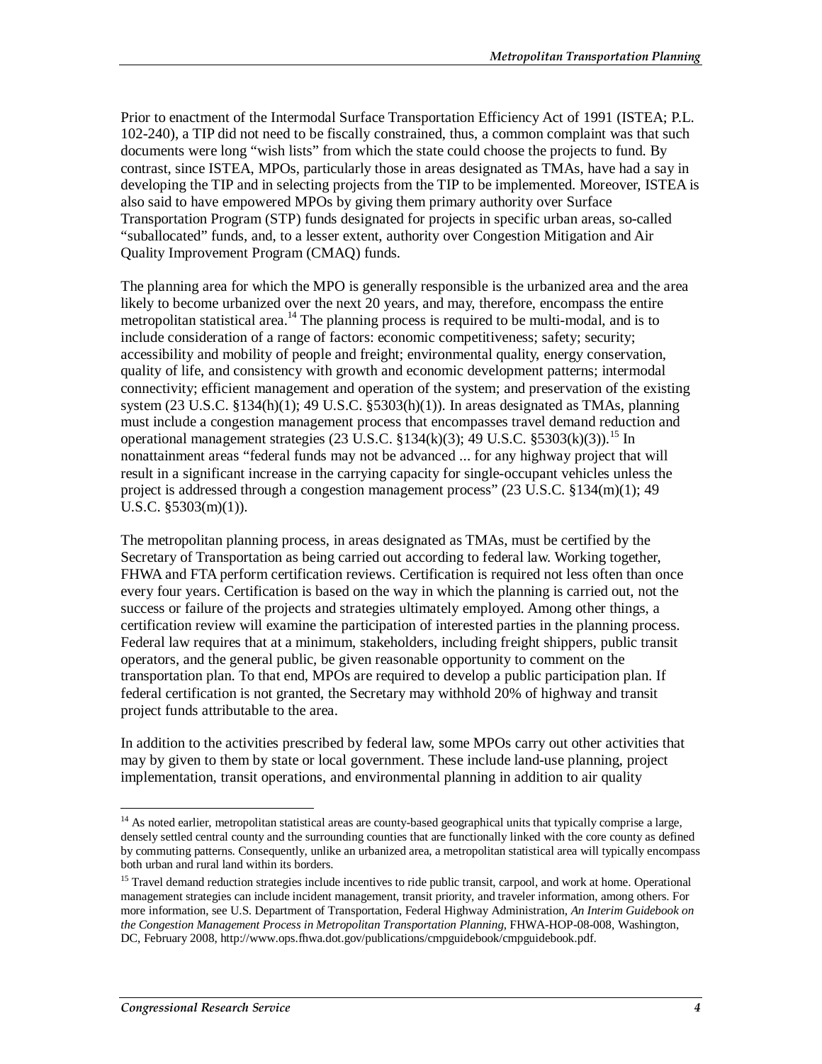Prior to enactment of the Intermodal Surface Transportation Efficiency Act of 1991 (ISTEA; P.L. 102-240), a TIP did not need to be fiscally constrained, thus, a common complaint was that such documents were long "wish lists" from which the state could choose the projects to fund. By contrast, since ISTEA, MPOs, particularly those in areas designated as TMAs, have had a say in developing the TIP and in selecting projects from the TIP to be implemented. Moreover, ISTEA is also said to have empowered MPOs by giving them primary authority over Surface Transportation Program (STP) funds designated for projects in specific urban areas, so-called "suballocated" funds, and, to a lesser extent, authority over Congestion Mitigation and Air Quality Improvement Program (CMAQ) funds.

The planning area for which the MPO is generally responsible is the urbanized area and the area likely to become urbanized over the next 20 years, and may, therefore, encompass the entire metropolitan statistical area.[14] The planning process is required to be multi-modal, and is to include consideration of a range of factors: economic competitiveness; safety; security; accessibility and mobility of people and freight; environmental quality, energy conservation, quality of life, and consistency with growth and economic development patterns; intermodal connectivity; efficient management and operation of the system; and preservation of the existing system (23 U.S.C. §134(h)(1); 49 U.S.C. §5303(h)(1)). In areas designated as TMAs, planning must include a congestion management process that encompasses travel demand reduction and operational management strategies (23 U.S.C. §134(k)(3); 49 U.S.C. §5303(k)(3)).[15] In nonattainment areas "federal funds may not be advanced ... for any highway project that will result in a significant increase in the carrying capacity for single-occupant vehicles unless the project is addressed through a congestion management process" (23 U.S.C. §134(m)(1); 49 U.S.C. §5303(m)(1)).

The metropolitan planning process, in areas designated as TMAs, must be certified by the Secretary of Transportation as being carried out according to federal law. Working together, FHWA and FTA perform certification reviews. Certification is required not less often than once every four years. Certification is based on the way in which the planning is carried out, not the success or failure of the projects and strategies ultimately employed. Among other things, a certification review will examine the participation of interested parties in the planning process. Federal law requires that at a minimum, stakeholders, including freight shippers, public transit operators, and the general public, be given reasonable opportunity to comment on the transportation plan. To that end, MPOs are required to develop a public participation plan. If federal certification is not granted, the Secretary may withhold 20% of highway and transit project funds attributable to the area.

In addition to the activities prescribed by federal law, some MPOs carry out other activities that may by given to them by state or local government. These include land-use planning, project implementation, transit operations, and environmental planning in addition to air quality

---

[14] As noted earlier, metropolitan statistical areas are county-based geographical units that typically comprise a large, densely settled central county and the surrounding counties that are functionally linked with the core county as defined by commuting patterns. Consequently, unlike an urbanized area, a metropolitan statistical area will typically encompass both urban and rural land within its borders.

[15] Travel demand reduction strategies include incentives to ride public transit, carpool, and work at home. Operational management strategies can include incident management, transit priority, and traveler information, among others. For more information, see U.S. Department of Transportation, Federal Highway Administration, *An Interim Guidebook on the Congestion Management Process in Metropolitan Transportation Planning*, FHWA-HOP-08-008, Washington, DC, February 2008, http://www.ops.fhwa.dot.gov/publications/cmpguidebook/cmpguidebook.pdf.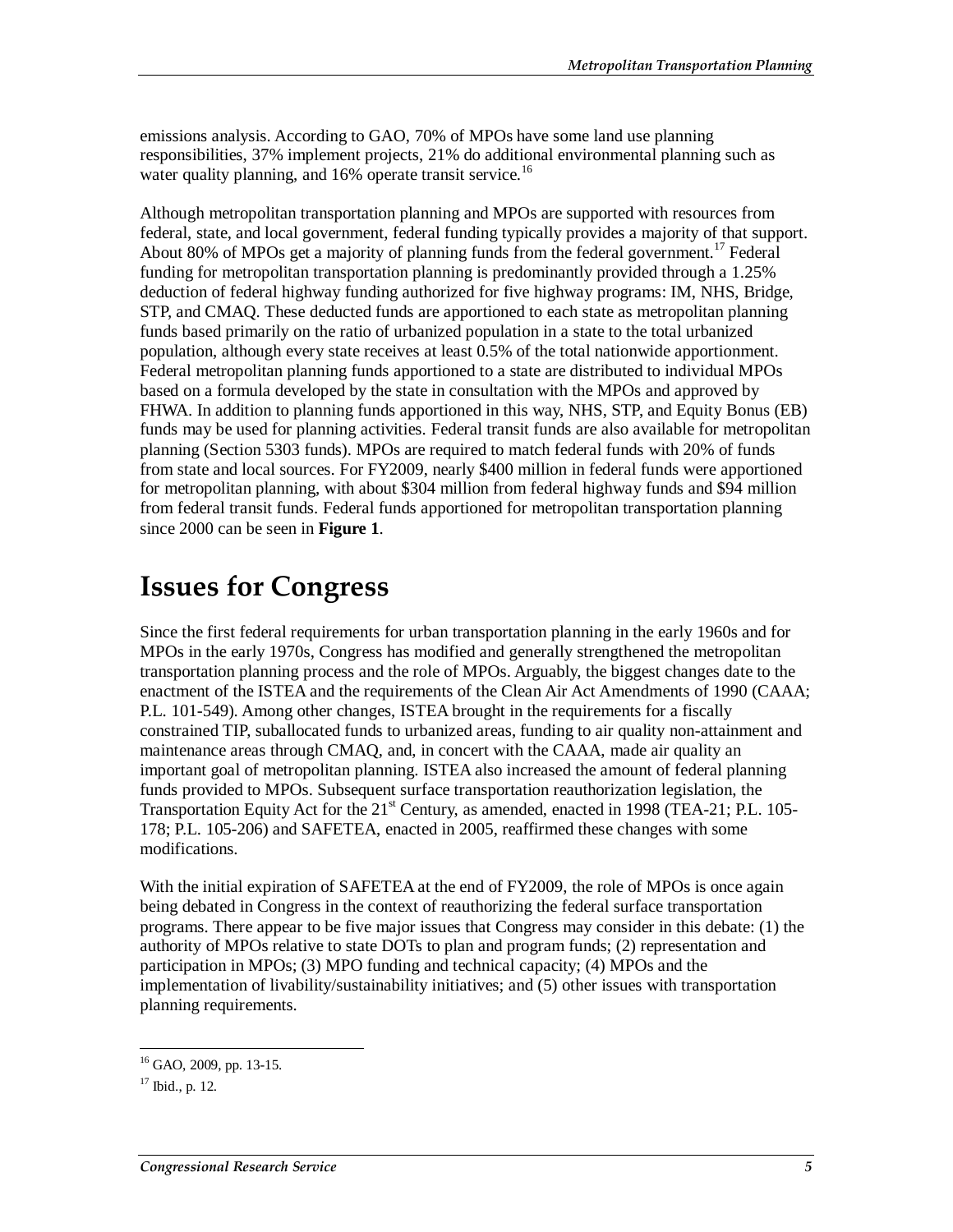emissions analysis. According to GAO, 70% of MPOs have some land use planning responsibilities, 37% implement projects, 21% do additional environmental planning such as water quality planning, and 16% operate transit service.[16]

Although metropolitan transportation planning and MPOs are supported with resources from federal, state, and local government, federal funding typically provides a majority of that support. About 80% of MPOs get a majority of planning funds from the federal government.[17] Federal funding for metropolitan transportation planning is predominantly provided through a 1.25% deduction of federal highway funding authorized for five highway programs: IM, NHS, Bridge, STP, and CMAQ. These deducted funds are apportioned to each state as metropolitan planning funds based primarily on the ratio of urbanized population in a state to the total urbanized population, although every state receives at least 0.5% of the total nationwide apportionment. Federal metropolitan planning funds apportioned to a state are distributed to individual MPOs based on a formula developed by the state in consultation with the MPOs and approved by FHWA. In addition to planning funds apportioned in this way, NHS, STP, and Equity Bonus (EB) funds may be used for planning activities. Federal transit funds are also available for metropolitan planning (Section 5303 funds). MPOs are required to match federal funds with 20% of funds from state and local sources. For FY2009, nearly $400 million in federal funds were apportioned for metropolitan planning, with about $304 million from federal highway funds and $94 million from federal transit funds. Federal funds apportioned for metropolitan transportation planning since 2000 can be seen in **Figure 1**.

# Issues for Congress

Since the first federal requirements for urban transportation planning in the early 1960s and for MPOs in the early 1970s, Congress has modified and generally strengthened the metropolitan transportation planning process and the role of MPOs. Arguably, the biggest changes date to the enactment of the ISTEA and the requirements of the Clean Air Act Amendments of 1990 (CAAA; P.L. 101-549). Among other changes, ISTEA brought in the requirements for a fiscally constrained TIP, suballocated funds to urbanized areas, funding to air quality non-attainment and maintenance areas through CMAQ, and, in concert with the CAAA, made air quality an important goal of metropolitan planning. ISTEA also increased the amount of federal planning funds provided to MPOs. Subsequent surface transportation reauthorization legislation, the Transportation Equity Act for the 21st Century, as amended, enacted in 1998 (TEA-21; P.L. 105-178; P.L. 105-206) and SAFETEA, enacted in 2005, reaffirmed these changes with some modifications.

With the initial expiration of SAFETEA at the end of FY2009, the role of MPOs is once again being debated in Congress in the context of reauthorizing the federal surface transportation programs. There appear to be five major issues that Congress may consider in this debate: (1) the authority of MPOs relative to state DOTs to plan and program funds; (2) representation and participation in MPOs; (3) MPO funding and technical capacity; (4) MPOs and the implementation of livability/sustainability initiatives; and (5) other issues with transportation planning requirements.

---

[16] GAO, 2009, pp. 13-15.

[17] Ibid., p. 12.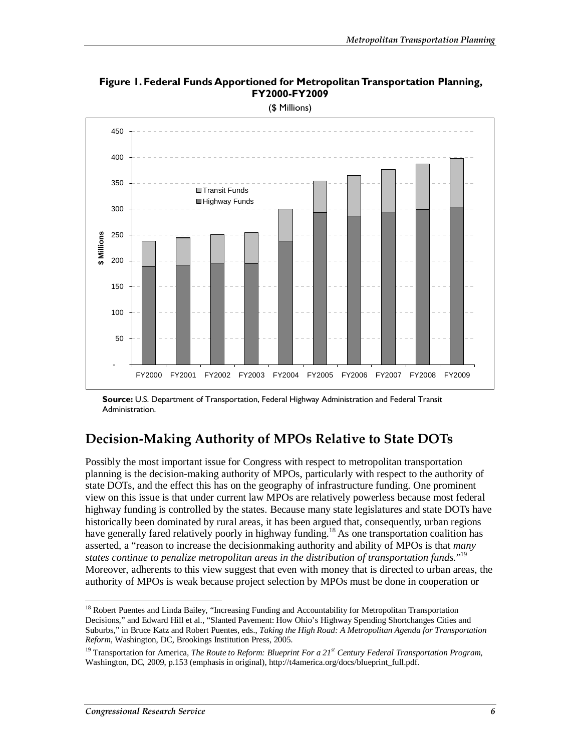**Figure 1. Federal Funds Apportioned for Metropolitan Transportation Planning, FY2000-FY2009**

($ Millions)

**Source:** U.S. Department of Transportation, Federal Highway Administration and Federal Transit Administration.

## Decision-Making Authority of MPOs Relative to State DOTs

Possibly the most important issue for Congress with respect to metropolitan transportation planning is the decision-making authority of MPOs, particularly with respect to the authority of state DOTs, and the effect this has on the geography of infrastructure funding. One prominent view on this issue is that under current law MPOs are relatively powerless because most federal highway funding is controlled by the states. Because many state legislatures and state DOTs have historically been dominated by rural areas, it has been argued that, consequently, urban regions have generally fared relatively poorly in highway funding.[18] As one transportation coalition has asserted, a "reason to increase the decisionmaking authority and ability of MPOs is that *many states continue to penalize metropolitan areas in the distribution of transportation funds.*"[19] Moreover, adherents to this view suggest that even with money that is directed to urban areas, the authority of MPOs is weak because project selection by MPOs must be done in cooperation or

[18] Robert Puentes and Linda Bailey, "Increasing Funding and Accountability for Metropolitan Transportation Decisions," and Edward Hill et al., "Slanted Pavement: How Ohio's Highway Spending Shortchanges Cities and Suburbs," in Bruce Katz and Robert Puentes, eds., *Taking the High Road: A Metropolitan Agenda for Transportation Reform*, Washington, DC, Brookings Institution Press, 2005.

[19] Transportation for America, *The Route to Reform: Blueprint For a 21st Century Federal Transportation Program*, Washington, DC, 2009, p.153 (emphasis in original), http://t4america.org/docs/blueprint_full.pdf.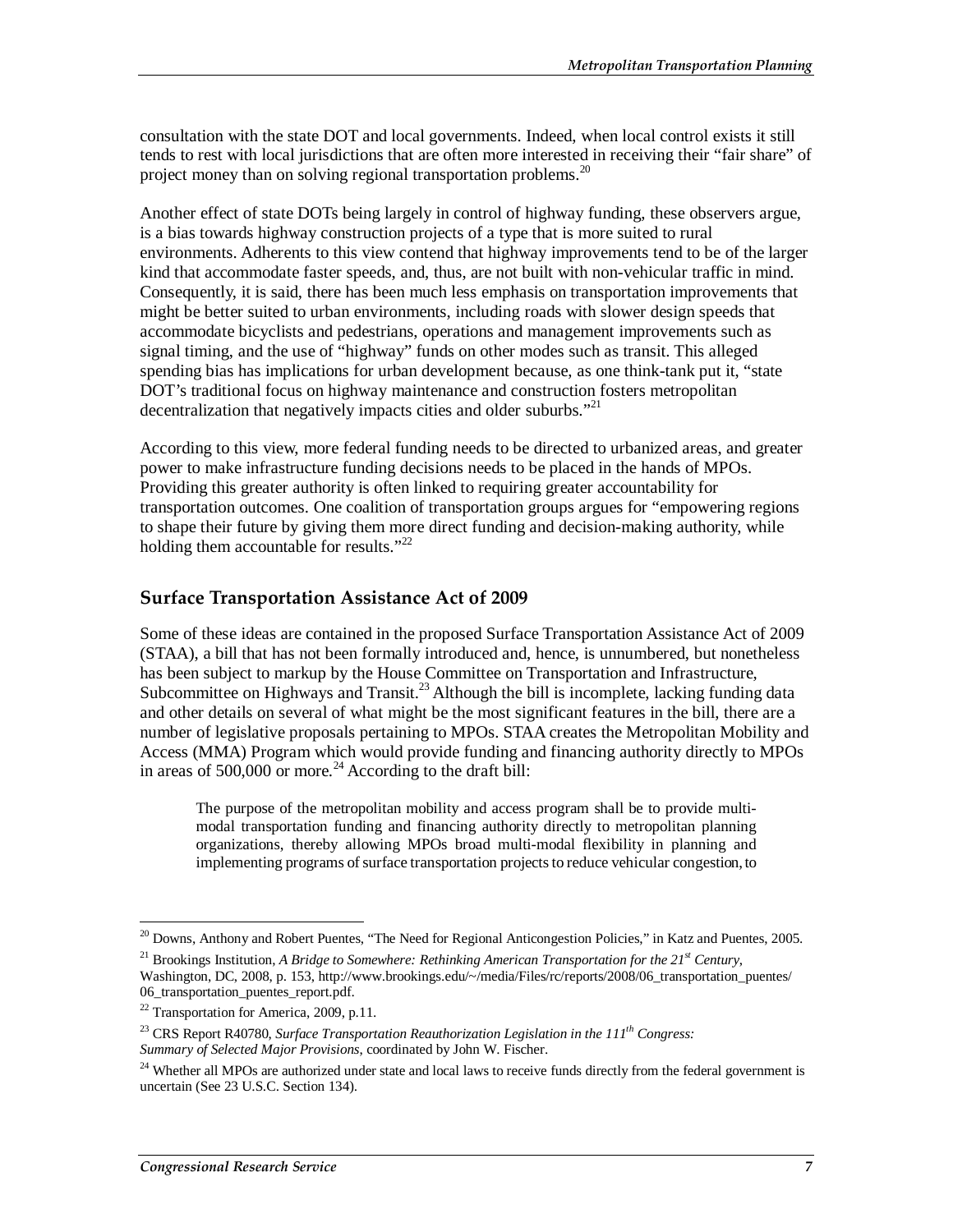consultation with the state DOT and local governments. Indeed, when local control exists it still tends to rest with local jurisdictions that are often more interested in receiving their "fair share" of project money than on solving regional transportation problems.[20]

Another effect of state DOTs being largely in control of highway funding, these observers argue, is a bias towards highway construction projects of a type that is more suited to rural environments. Adherents to this view contend that highway improvements tend to be of the larger kind that accommodate faster speeds, and, thus, are not built with non-vehicular traffic in mind. Consequently, it is said, there has been much less emphasis on transportation improvements that might be better suited to urban environments, including roads with slower design speeds that accommodate bicyclists and pedestrians, operations and management improvements such as signal timing, and the use of "highway" funds on other modes such as transit. This alleged spending bias has implications for urban development because, as one think-tank put it, "state DOT's traditional focus on highway maintenance and construction fosters metropolitan decentralization that negatively impacts cities and older suburbs."[21]

According to this view, more federal funding needs to be directed to urbanized areas, and greater power to make infrastructure funding decisions needs to be placed in the hands of MPOs. Providing this greater authority is often linked to requiring greater accountability for transportation outcomes. One coalition of transportation groups argues for "empowering regions to shape their future by giving them more direct funding and decision-making authority, while holding them accountable for results."[22]

## Surface Transportation Assistance Act of 2009

Some of these ideas are contained in the proposed Surface Transportation Assistance Act of 2009 (STAA), a bill that has not been formally introduced and, hence, is unnumbered, but nonetheless has been subject to markup by the House Committee on Transportation and Infrastructure, Subcommittee on Highways and Transit.[23] Although the bill is incomplete, lacking funding data and other details on several of what might be the most significant features in the bill, there are a number of legislative proposals pertaining to MPOs. STAA creates the Metropolitan Mobility and Access (MMA) Program which would provide funding and financing authority directly to MPOs in areas of 500,000 or more.[24] According to the draft bill:

> The purpose of the metropolitan mobility and access program shall be to provide multi-modal transportation funding and financing authority directly to metropolitan planning organizations, thereby allowing MPOs broad multi-modal flexibility in planning and implementing programs of surface transportation projects to reduce vehicular congestion, to

---

[20] Downs, Anthony and Robert Puentes, "The Need for Regional Anticongestion Policies," in Katz and Puentes, 2005.

[21] Brookings Institution, *A Bridge to Somewhere: Rethinking American Transportation for the 21st Century*, Washington, DC, 2008, p. 153, http://www.brookings.edu/~/media/Files/rc/reports/2008/06_transportation_puentes/06_transportation_puentes_report.pdf.

[22] Transportation for America, 2009, p.11.

[23] CRS Report R40780, *Surface Transportation Reauthorization Legislation in the 111th Congress: Summary of Selected Major Provisions*, coordinated by John W. Fischer.

[24] Whether all MPOs are authorized under state and local laws to receive funds directly from the federal government is uncertain (See 23 U.S.C. Section 134).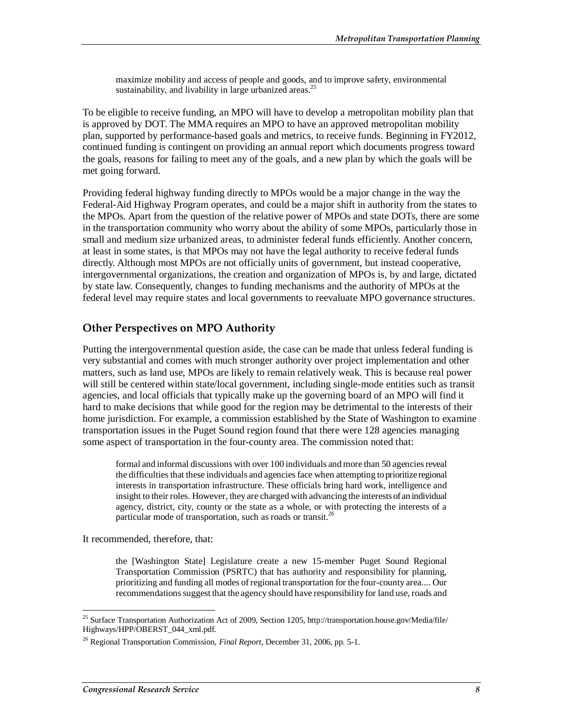> maximize mobility and access of people and goods, and to improve safety, environmental sustainability, and livability in large urbanized areas.[25]

To be eligible to receive funding, an MPO will have to develop a metropolitan mobility plan that is approved by DOT. The MMA requires an MPO to have an approved metropolitan mobility plan, supported by performance-based goals and metrics, to receive funds. Beginning in FY2012, continued funding is contingent on providing an annual report which documents progress toward the goals, reasons for failing to meet any of the goals, and a new plan by which the goals will be met going forward.

Providing federal highway funding directly to MPOs would be a major change in the way the Federal-Aid Highway Program operates, and could be a major shift in authority from the states to the MPOs. Apart from the question of the relative power of MPOs and state DOTs, there are some in the transportation community who worry about the ability of some MPOs, particularly those in small and medium size urbanized areas, to administer federal funds efficiently. Another concern, at least in some states, is that MPOs may not have the legal authority to receive federal funds directly. Although most MPOs are not officially units of government, but instead cooperative, intergovernmental organizations, the creation and organization of MPOs is, by and large, dictated by state law. Consequently, changes to funding mechanisms and the authority of MPOs at the federal level may require states and local governments to reevaluate MPO governance structures.

## Other Perspectives on MPO Authority

Putting the intergovernmental question aside, the case can be made that unless federal funding is very substantial and comes with much stronger authority over project implementation and other matters, such as land use, MPOs are likely to remain relatively weak. This is because real power will still be centered within state/local government, including single-mode entities such as transit agencies, and local officials that typically make up the governing board of an MPO will find it hard to make decisions that while good for the region may be detrimental to the interests of their home jurisdiction. For example, a commission established by the State of Washington to examine transportation issues in the Puget Sound region found that there were 128 agencies managing some aspect of transportation in the four-county area. The commission noted that:

> formal and informal discussions with over 100 individuals and more than 50 agencies reveal the difficulties that these individuals and agencies face when attempting to prioritize regional interests in transportation infrastructure. These officials bring hard work, intelligence and insight to their roles. However, they are charged with advancing the interests of an individual agency, district, city, county or the state as a whole, or with protecting the interests of a particular mode of transportation, such as roads or transit.[26]

It recommended, therefore, that:

> the [Washington State] Legislature create a new 15-member Puget Sound Regional Transportation Commission (PSRTC) that has authority and responsibility for planning, prioritizing and funding all modes of regional transportation for the four-county area.... Our recommendations suggest that the agency should have responsibility for land use, roads and

---

[25] Surface Transportation Authorization Act of 2009, Section 1205, http://transportation.house.gov/Media/file/Highways/HPP/OBERST_044_xml.pdf.

[26] Regional Transportation Commission, *Final Report*, December 31, 2006, pp. 5-1.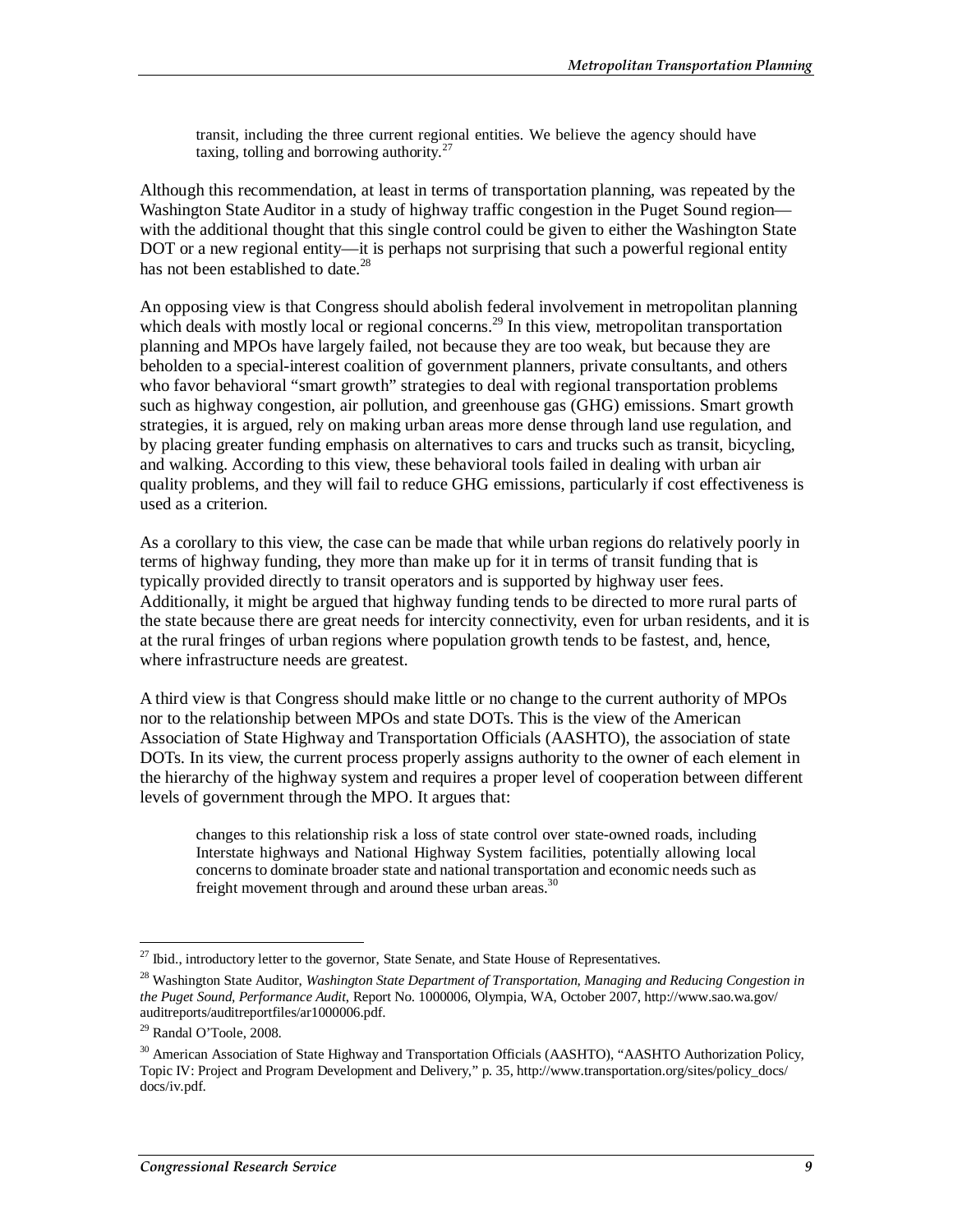> transit, including the three current regional entities. We believe the agency should have taxing, tolling and borrowing authority.[27]

Although this recommendation, at least in terms of transportation planning, was repeated by the Washington State Auditor in a study of highway traffic congestion in the Puget Sound region—with the additional thought that this single control could be given to either the Washington State DOT or a new regional entity—it is perhaps not surprising that such a powerful regional entity has not been established to date.[28]

An opposing view is that Congress should abolish federal involvement in metropolitan planning which deals with mostly local or regional concerns.[29] In this view, metropolitan transportation planning and MPOs have largely failed, not because they are too weak, but because they are beholden to a special-interest coalition of government planners, private consultants, and others who favor behavioral "smart growth" strategies to deal with regional transportation problems such as highway congestion, air pollution, and greenhouse gas (GHG) emissions. Smart growth strategies, it is argued, rely on making urban areas more dense through land use regulation, and by placing greater funding emphasis on alternatives to cars and trucks such as transit, bicycling, and walking. According to this view, these behavioral tools failed in dealing with urban air quality problems, and they will fail to reduce GHG emissions, particularly if cost effectiveness is used as a criterion.

As a corollary to this view, the case can be made that while urban regions do relatively poorly in terms of highway funding, they more than make up for it in terms of transit funding that is typically provided directly to transit operators and is supported by highway user fees. Additionally, it might be argued that highway funding tends to be directed to more rural parts of the state because there are great needs for intercity connectivity, even for urban residents, and it is at the rural fringes of urban regions where population growth tends to be fastest, and, hence, where infrastructure needs are greatest.

A third view is that Congress should make little or no change to the current authority of MPOs nor to the relationship between MPOs and state DOTs. This is the view of the American Association of State Highway and Transportation Officials (AASHTO), the association of state DOTs. In its view, the current process properly assigns authority to the owner of each element in the hierarchy of the highway system and requires a proper level of cooperation between different levels of government through the MPO. It argues that:

> changes to this relationship risk a loss of state control over state-owned roads, including Interstate highways and National Highway System facilities, potentially allowing local concerns to dominate broader state and national transportation and economic needs such as freight movement through and around these urban areas.[30]

---

[27] Ibid., introductory letter to the governor, State Senate, and State House of Representatives.

[28] Washington State Auditor, *Washington State Department of Transportation, Managing and Reducing Congestion in the Puget Sound, Performance Audit*, Report No. 1000006, Olympia, WA, October 2007, http://www.sao.wa.gov/auditreports/auditreportfiles/ar1000006.pdf.

[29] Randal O'Toole, 2008.

[30] American Association of State Highway and Transportation Officials (AASHTO), "AASHTO Authorization Policy, Topic IV: Project and Program Development and Delivery," p. 35, http://www.transportation.org/sites/policy_docs/docs/iv.pdf.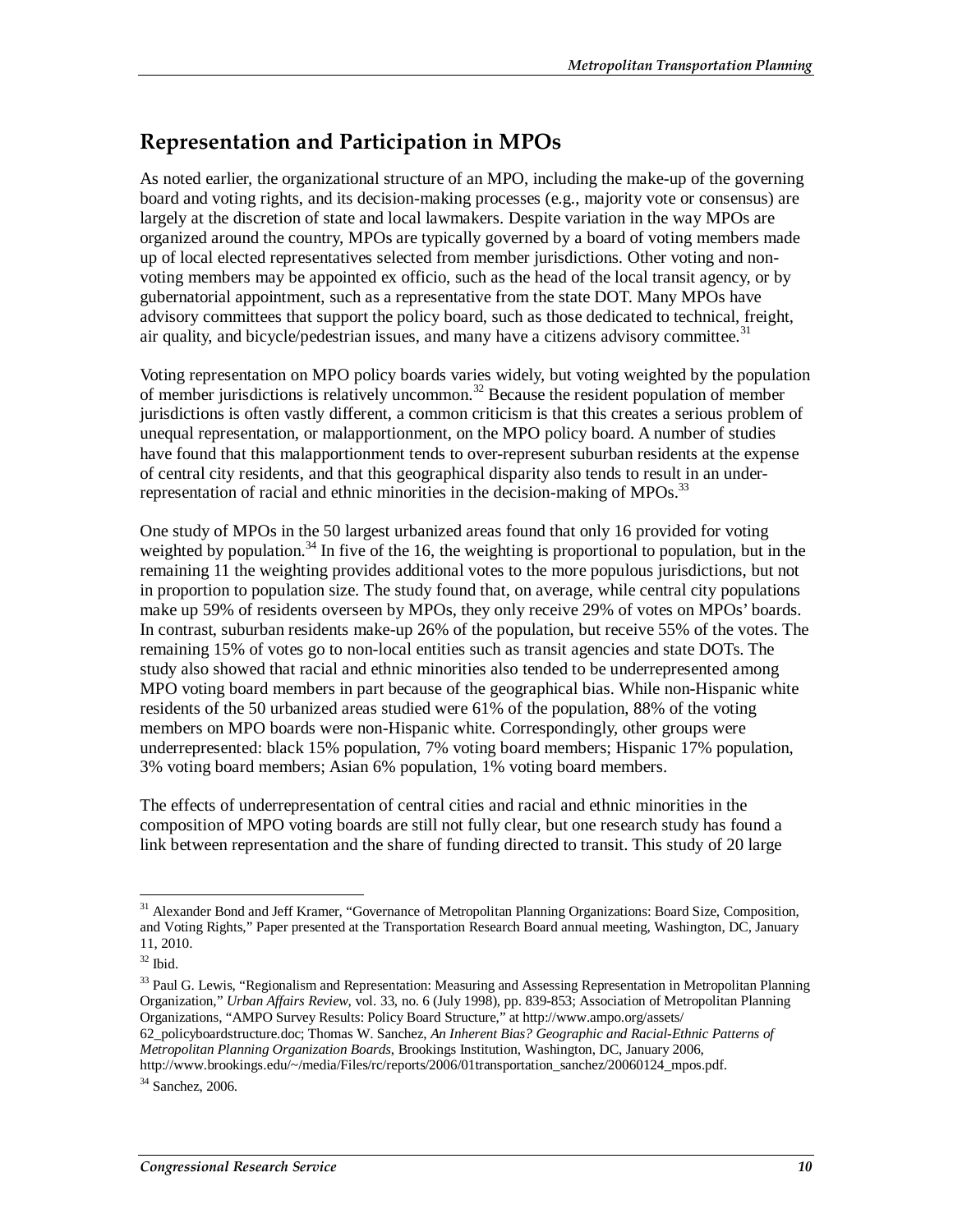## Representation and Participation in MPOs

As noted earlier, the organizational structure of an MPO, including the make-up of the governing board and voting rights, and its decision-making processes (e.g., majority vote or consensus) are largely at the discretion of state and local lawmakers. Despite variation in the way MPOs are organized around the country, MPOs are typically governed by a board of voting members made up of local elected representatives selected from member jurisdictions. Other voting and non-voting members may be appointed ex officio, such as the head of the local transit agency, or by gubernatorial appointment, such as a representative from the state DOT. Many MPOs have advisory committees that support the policy board, such as those dedicated to technical, freight, air quality, and bicycle/pedestrian issues, and many have a citizens advisory committee.[31]

Voting representation on MPO policy boards varies widely, but voting weighted by the population of member jurisdictions is relatively uncommon.[32] Because the resident population of member jurisdictions is often vastly different, a common criticism is that this creates a serious problem of unequal representation, or malapportionment, on the MPO policy board. A number of studies have found that this malapportionment tends to over-represent suburban residents at the expense of central city residents, and that this geographical disparity also tends to result in an under-representation of racial and ethnic minorities in the decision-making of MPOs.[33]

One study of MPOs in the 50 largest urbanized areas found that only 16 provided for voting weighted by population.[34] In five of the 16, the weighting is proportional to population, but in the remaining 11 the weighting provides additional votes to the more populous jurisdictions, but not in proportion to population size. The study found that, on average, while central city populations make up 59% of residents overseen by MPOs, they only receive 29% of votes on MPOs' boards. In contrast, suburban residents make-up 26% of the population, but receive 55% of the votes. The remaining 15% of votes go to non-local entities such as transit agencies and state DOTs. The study also showed that racial and ethnic minorities also tended to be underrepresented among MPO voting board members in part because of the geographical bias. While non-Hispanic white residents of the 50 urbanized areas studied were 61% of the population, 88% of the voting members on MPO boards were non-Hispanic white. Correspondingly, other groups were underrepresented: black 15% population, 7% voting board members; Hispanic 17% population, 3% voting board members; Asian 6% population, 1% voting board members.

The effects of underrepresentation of central cities and racial and ethnic minorities in the composition of MPO voting boards are still not fully clear, but one research study has found a link between representation and the share of funding directed to transit. This study of 20 large

---

[31] Alexander Bond and Jeff Kramer, "Governance of Metropolitan Planning Organizations: Board Size, Composition, and Voting Rights," Paper presented at the Transportation Research Board annual meeting, Washington, DC, January 11, 2010.

[32] Ibid.

[33] Paul G. Lewis, "Regionalism and Representation: Measuring and Assessing Representation in Metropolitan Planning Organization," *Urban Affairs Review*, vol. 33, no. 6 (July 1998), pp. 839-853; Association of Metropolitan Planning Organizations, "AMPO Survey Results: Policy Board Structure," at http://www.ampo.org/assets/62_policyboardstructure.doc; Thomas W. Sanchez, *An Inherent Bias? Geographic and Racial-Ethnic Patterns of Metropolitan Planning Organization Boards*, Brookings Institution, Washington, DC, January 2006, http://www.brookings.edu/~/media/Files/rc/reports/2006/01transportation_sanchez/20060124_mpos.pdf.

[34] Sanchez, 2006.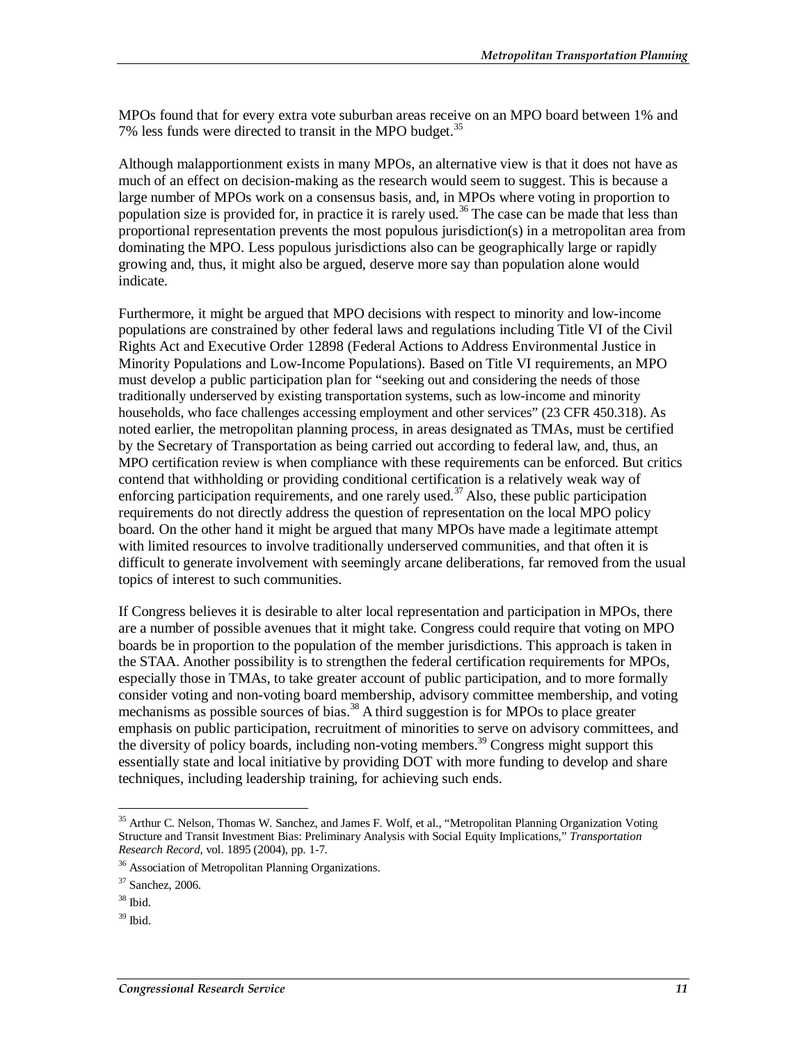MPOs found that for every extra vote suburban areas receive on an MPO board between 1% and 7% less funds were directed to transit in the MPO budget.[35]

Although malapportionment exists in many MPOs, an alternative view is that it does not have as much of an effect on decision-making as the research would seem to suggest. This is because a large number of MPOs work on a consensus basis, and, in MPOs where voting in proportion to population size is provided for, in practice it is rarely used.[36] The case can be made that less than proportional representation prevents the most populous jurisdiction(s) in a metropolitan area from dominating the MPO. Less populous jurisdictions also can be geographically large or rapidly growing and, thus, it might also be argued, deserve more say than population alone would indicate.

Furthermore, it might be argued that MPO decisions with respect to minority and low-income populations are constrained by other federal laws and regulations including Title VI of the Civil Rights Act and Executive Order 12898 (Federal Actions to Address Environmental Justice in Minority Populations and Low-Income Populations). Based on Title VI requirements, an MPO must develop a public participation plan for "seeking out and considering the needs of those traditionally underserved by existing transportation systems, such as low-income and minority households, who face challenges accessing employment and other services" (23 CFR 450.318). As noted earlier, the metropolitan planning process, in areas designated as TMAs, must be certified by the Secretary of Transportation as being carried out according to federal law, and, thus, an MPO certification review is when compliance with these requirements can be enforced. But critics contend that withholding or providing conditional certification is a relatively weak way of enforcing participation requirements, and one rarely used.[37] Also, these public participation requirements do not directly address the question of representation on the local MPO policy board. On the other hand it might be argued that many MPOs have made a legitimate attempt with limited resources to involve traditionally underserved communities, and that often it is difficult to generate involvement with seemingly arcane deliberations, far removed from the usual topics of interest to such communities.

If Congress believes it is desirable to alter local representation and participation in MPOs, there are a number of possible avenues that it might take. Congress could require that voting on MPO boards be in proportion to the population of the member jurisdictions. This approach is taken in the STAA. Another possibility is to strengthen the federal certification requirements for MPOs, especially those in TMAs, to take greater account of public participation, and to more formally consider voting and non-voting board membership, advisory committee membership, and voting mechanisms as possible sources of bias.[38] A third suggestion is for MPOs to place greater emphasis on public participation, recruitment of minorities to serve on advisory committees, and the diversity of policy boards, including non-voting members.[39] Congress might support this essentially state and local initiative by providing DOT with more funding to develop and share techniques, including leadership training, for achieving such ends.

---

[35] Arthur C. Nelson, Thomas W. Sanchez, and James F. Wolf, et al., "Metropolitan Planning Organization Voting Structure and Transit Investment Bias: Preliminary Analysis with Social Equity Implications," *Transportation Research Record*, vol. 1895 (2004), pp. 1-7.

[36] Association of Metropolitan Planning Organizations.

[37] Sanchez, 2006.

[38] Ibid.

[39] Ibid.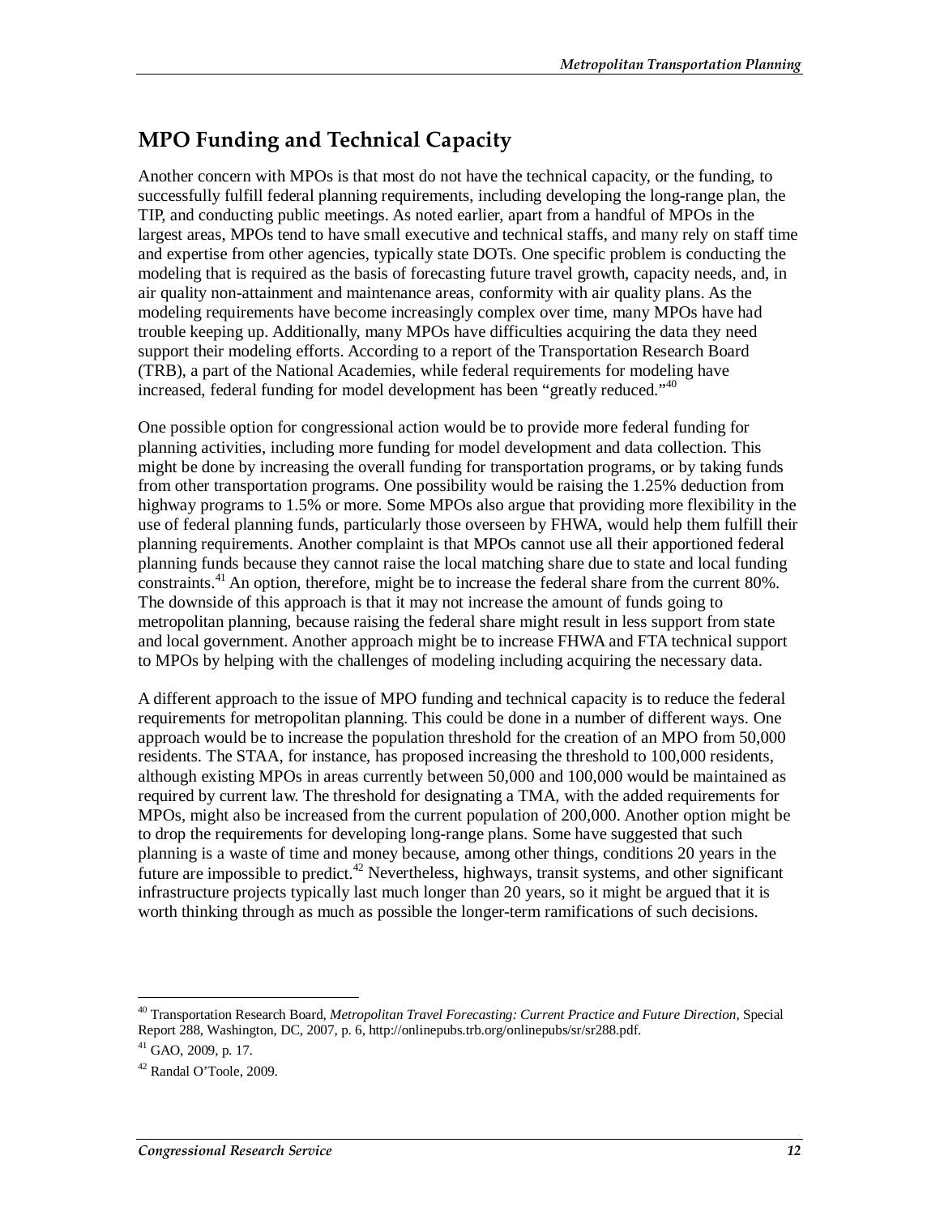## MPO Funding and Technical Capacity

Another concern with MPOs is that most do not have the technical capacity, or the funding, to successfully fulfill federal planning requirements, including developing the long-range plan, the TIP, and conducting public meetings. As noted earlier, apart from a handful of MPOs in the largest areas, MPOs tend to have small executive and technical staffs, and many rely on staff time and expertise from other agencies, typically state DOTs. One specific problem is conducting the modeling that is required as the basis of forecasting future travel growth, capacity needs, and, in air quality non-attainment and maintenance areas, conformity with air quality plans. As the modeling requirements have become increasingly complex over time, many MPOs have had trouble keeping up. Additionally, many MPOs have difficulties acquiring the data they need support their modeling efforts. According to a report of the Transportation Research Board (TRB), a part of the National Academies, while federal requirements for modeling have increased, federal funding for model development has been "greatly reduced."[40]

One possible option for congressional action would be to provide more federal funding for planning activities, including more funding for model development and data collection. This might be done by increasing the overall funding for transportation programs, or by taking funds from other transportation programs. One possibility would be raising the 1.25% deduction from highway programs to 1.5% or more. Some MPOs also argue that providing more flexibility in the use of federal planning funds, particularly those overseen by FHWA, would help them fulfill their planning requirements. Another complaint is that MPOs cannot use all their apportioned federal planning funds because they cannot raise the local matching share due to state and local funding constraints.[41] An option, therefore, might be to increase the federal share from the current 80%. The downside of this approach is that it may not increase the amount of funds going to metropolitan planning, because raising the federal share might result in less support from state and local government. Another approach might be to increase FHWA and FTA technical support to MPOs by helping with the challenges of modeling including acquiring the necessary data.

A different approach to the issue of MPO funding and technical capacity is to reduce the federal requirements for metropolitan planning. This could be done in a number of different ways. One approach would be to increase the population threshold for the creation of an MPO from 50,000 residents. The STAA, for instance, has proposed increasing the threshold to 100,000 residents, although existing MPOs in areas currently between 50,000 and 100,000 would be maintained as required by current law. The threshold for designating a TMA, with the added requirements for MPOs, might also be increased from the current population of 200,000. Another option might be to drop the requirements for developing long-range plans. Some have suggested that such planning is a waste of time and money because, among other things, conditions 20 years in the future are impossible to predict.[42] Nevertheless, highways, transit systems, and other significant infrastructure projects typically last much longer than 20 years, so it might be argued that it is worth thinking through as much as possible the longer-term ramifications of such decisions.

[40] Transportation Research Board, *Metropolitan Travel Forecasting: Current Practice and Future Direction*, Special Report 288, Washington, DC, 2007, p. 6, http://onlinepubs.trb.org/onlinepubs/sr/sr288.pdf.

[41] GAO, 2009, p. 17.

[42] Randal O'Toole, 2009.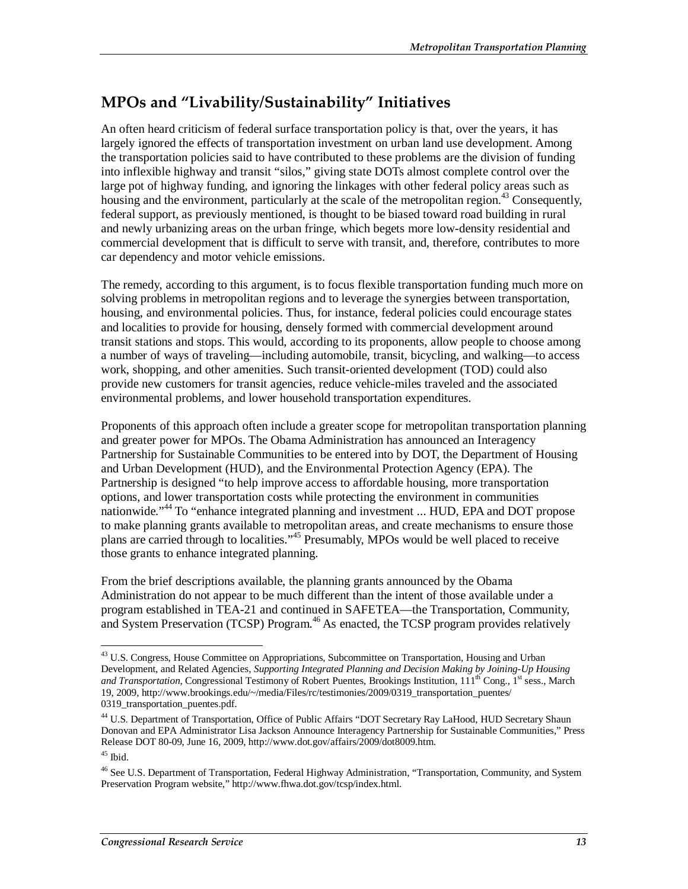## MPOs and "Livability/Sustainability" Initiatives

An often heard criticism of federal surface transportation policy is that, over the years, it has largely ignored the effects of transportation investment on urban land use development. Among the transportation policies said to have contributed to these problems are the division of funding into inflexible highway and transit "silos," giving state DOTs almost complete control over the large pot of highway funding, and ignoring the linkages with other federal policy areas such as housing and the environment, particularly at the scale of the metropolitan region.[43] Consequently, federal support, as previously mentioned, is thought to be biased toward road building in rural and newly urbanizing areas on the urban fringe, which begets more low-density residential and commercial development that is difficult to serve with transit, and, therefore, contributes to more car dependency and motor vehicle emissions.

The remedy, according to this argument, is to focus flexible transportation funding much more on solving problems in metropolitan regions and to leverage the synergies between transportation, housing, and environmental policies. Thus, for instance, federal policies could encourage states and localities to provide for housing, densely formed with commercial development around transit stations and stops. This would, according to its proponents, allow people to choose among a number of ways of traveling—including automobile, transit, bicycling, and walking—to access work, shopping, and other amenities. Such transit-oriented development (TOD) could also provide new customers for transit agencies, reduce vehicle-miles traveled and the associated environmental problems, and lower household transportation expenditures.

Proponents of this approach often include a greater scope for metropolitan transportation planning and greater power for MPOs. The Obama Administration has announced an Interagency Partnership for Sustainable Communities to be entered into by DOT, the Department of Housing and Urban Development (HUD), and the Environmental Protection Agency (EPA). The Partnership is designed "to help improve access to affordable housing, more transportation options, and lower transportation costs while protecting the environment in communities nationwide."[44] To "enhance integrated planning and investment ... HUD, EPA and DOT propose to make planning grants available to metropolitan areas, and create mechanisms to ensure those plans are carried through to localities."[45] Presumably, MPOs would be well placed to receive those grants to enhance integrated planning.

From the brief descriptions available, the planning grants announced by the Obama Administration do not appear to be much different than the intent of those available under a program established in TEA-21 and continued in SAFETEA—the Transportation, Community, and System Preservation (TCSP) Program.[46] As enacted, the TCSP program provides relatively

---

[43] U.S. Congress, House Committee on Appropriations, Subcommittee on Transportation, Housing and Urban Development, and Related Agencies, *Supporting Integrated Planning and Decision Making by Joining-Up Housing and Transportation*, Congressional Testimony of Robert Puentes, Brookings Institution, 111th Cong., 1st sess., March 19, 2009, http://www.brookings.edu/~/media/Files/rc/testimonies/2009/0319_transportation_puentes/0319_transportation_puentes.pdf.

[44] U.S. Department of Transportation, Office of Public Affairs "DOT Secretary Ray LaHood, HUD Secretary Shaun Donovan and EPA Administrator Lisa Jackson Announce Interagency Partnership for Sustainable Communities," Press Release DOT 80-09, June 16, 2009, http://www.dot.gov/affairs/2009/dot8009.htm.

[45] Ibid.

[46] See U.S. Department of Transportation, Federal Highway Administration, "Transportation, Community, and System Preservation Program website," http://www.fhwa.dot.gov/tcsp/index.html.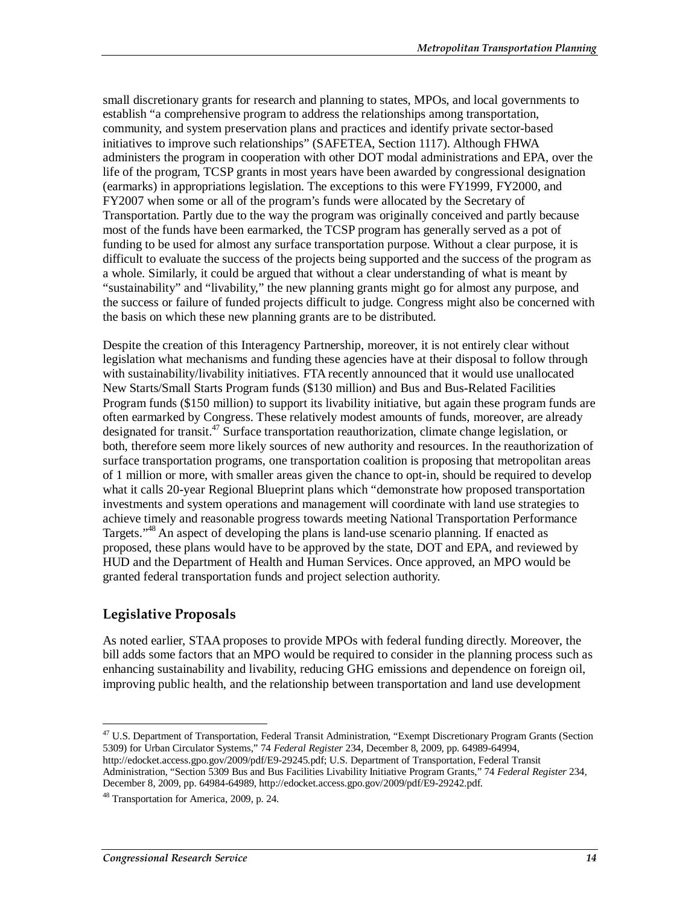small discretionary grants for research and planning to states, MPOs, and local governments to establish "a comprehensive program to address the relationships among transportation, community, and system preservation plans and practices and identify private sector-based initiatives to improve such relationships" (SAFETEA, Section 1117). Although FHWA administers the program in cooperation with other DOT modal administrations and EPA, over the life of the program, TCSP grants in most years have been awarded by congressional designation (earmarks) in appropriations legislation. The exceptions to this were FY1999, FY2000, and FY2007 when some or all of the program's funds were allocated by the Secretary of Transportation. Partly due to the way the program was originally conceived and partly because most of the funds have been earmarked, the TCSP program has generally served as a pot of funding to be used for almost any surface transportation purpose. Without a clear purpose, it is difficult to evaluate the success of the projects being supported and the success of the program as a whole. Similarly, it could be argued that without a clear understanding of what is meant by "sustainability" and "livability," the new planning grants might go for almost any purpose, and the success or failure of funded projects difficult to judge. Congress might also be concerned with the basis on which these new planning grants are to be distributed.

Despite the creation of this Interagency Partnership, moreover, it is not entirely clear without legislation what mechanisms and funding these agencies have at their disposal to follow through with sustainability/livability initiatives. FTA recently announced that it would use unallocated New Starts/Small Starts Program funds ($130 million) and Bus and Bus-Related Facilities Program funds ($150 million) to support its livability initiative, but again these program funds are often earmarked by Congress. These relatively modest amounts of funds, moreover, are already designated for transit.[47] Surface transportation reauthorization, climate change legislation, or both, therefore seem more likely sources of new authority and resources. In the reauthorization of surface transportation programs, one transportation coalition is proposing that metropolitan areas of 1 million or more, with smaller areas given the chance to opt-in, should be required to develop what it calls 20-year Regional Blueprint plans which "demonstrate how proposed transportation investments and system operations and management will coordinate with land use strategies to achieve timely and reasonable progress towards meeting National Transportation Performance Targets."[48] An aspect of developing the plans is land-use scenario planning. If enacted as proposed, these plans would have to be approved by the state, DOT and EPA, and reviewed by HUD and the Department of Health and Human Services. Once approved, an MPO would be granted federal transportation funds and project selection authority.

## Legislative Proposals

As noted earlier, STAA proposes to provide MPOs with federal funding directly. Moreover, the bill adds some factors that an MPO would be required to consider in the planning process such as enhancing sustainability and livability, reducing GHG emissions and dependence on foreign oil, improving public health, and the relationship between transportation and land use development

---

[47] U.S. Department of Transportation, Federal Transit Administration, "Exempt Discretionary Program Grants (Section 5309) for Urban Circulator Systems," 74 *Federal Register* 234, December 8, 2009, pp. 64989-64994, http://edocket.access.gpo.gov/2009/pdf/E9-29245.pdf; U.S. Department of Transportation, Federal Transit Administration, "Section 5309 Bus and Bus Facilities Livability Initiative Program Grants," 74 *Federal Register* 234, December 8, 2009, pp. 64984-64989, http://edocket.access.gpo.gov/2009/pdf/E9-29242.pdf.

[48] Transportation for America, 2009, p. 24.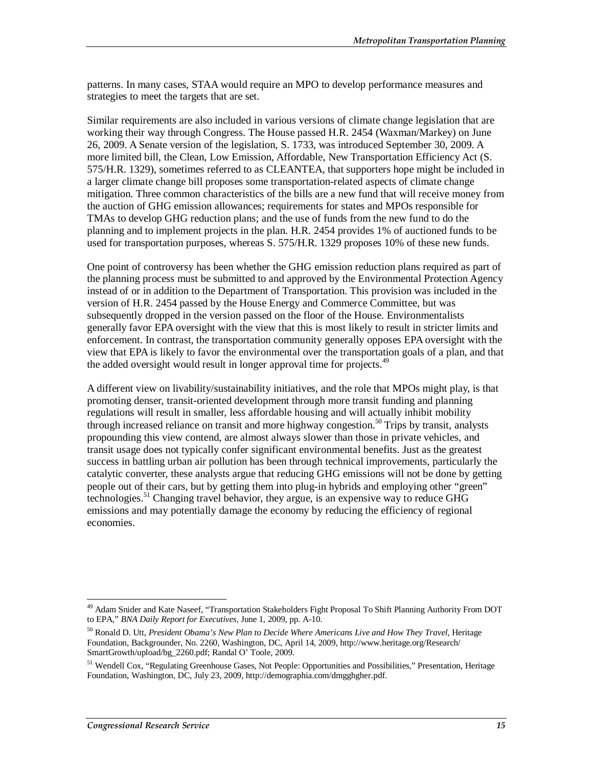patterns. In many cases, STAA would require an MPO to develop performance measures and strategies to meet the targets that are set.

Similar requirements are also included in various versions of climate change legislation that are working their way through Congress. The House passed H.R. 2454 (Waxman/Markey) on June 26, 2009. A Senate version of the legislation, S. 1733, was introduced September 30, 2009. A more limited bill, the Clean, Low Emission, Affordable, New Transportation Efficiency Act (S. 575/H.R. 1329), sometimes referred to as CLEANTEA, that supporters hope might be included in a larger climate change bill proposes some transportation-related aspects of climate change mitigation. Three common characteristics of the bills are a new fund that will receive money from the auction of GHG emission allowances; requirements for states and MPOs responsible for TMAs to develop GHG reduction plans; and the use of funds from the new fund to do the planning and to implement projects in the plan. H.R. 2454 provides 1% of auctioned funds to be used for transportation purposes, whereas S. 575/H.R. 1329 proposes 10% of these new funds.

One point of controversy has been whether the GHG emission reduction plans required as part of the planning process must be submitted to and approved by the Environmental Protection Agency instead of or in addition to the Department of Transportation. This provision was included in the version of H.R. 2454 passed by the House Energy and Commerce Committee, but was subsequently dropped in the version passed on the floor of the House. Environmentalists generally favor EPA oversight with the view that this is most likely to result in stricter limits and enforcement. In contrast, the transportation community generally opposes EPA oversight with the view that EPA is likely to favor the environmental over the transportation goals of a plan, and that the added oversight would result in longer approval time for projects.[49]

A different view on livability/sustainability initiatives, and the role that MPOs might play, is that promoting denser, transit-oriented development through more transit funding and planning regulations will result in smaller, less affordable housing and will actually inhibit mobility through increased reliance on transit and more highway congestion.[50] Trips by transit, analysts propounding this view contend, are almost always slower than those in private vehicles, and transit usage does not typically confer significant environmental benefits. Just as the greatest success in battling urban air pollution has been through technical improvements, particularly the catalytic converter, these analysts argue that reducing GHG emissions will not be done by getting people out of their cars, but by getting them into plug-in hybrids and employing other "green" technologies.[51] Changing travel behavior, they argue, is an expensive way to reduce GHG emissions and may potentially damage the economy by reducing the efficiency of regional economies.

---

[49] Adam Snider and Kate Naseef, "Transportation Stakeholders Fight Proposal To Shift Planning Authority From DOT to EPA," *BNA Daily Report for Executives*, June 1, 2009, pp. A-10.

[50] Ronald D. Utt, *President Obama's New Plan to Decide Where Americans Live and How They Travel*, Heritage Foundation, Backgrounder, No. 2260, Washington, DC, April 14, 2009, http://www.heritage.org/Research/SmartGrowth/upload/bg_2260.pdf; Randal O' Toole, 2009.

[51] Wendell Cox, "Regulating Greenhouse Gases, Not People: Opportunities and Possibilities," Presentation, Heritage Foundation, Washington, DC, July 23, 2009, http://demographia.com/dmgghgher.pdf.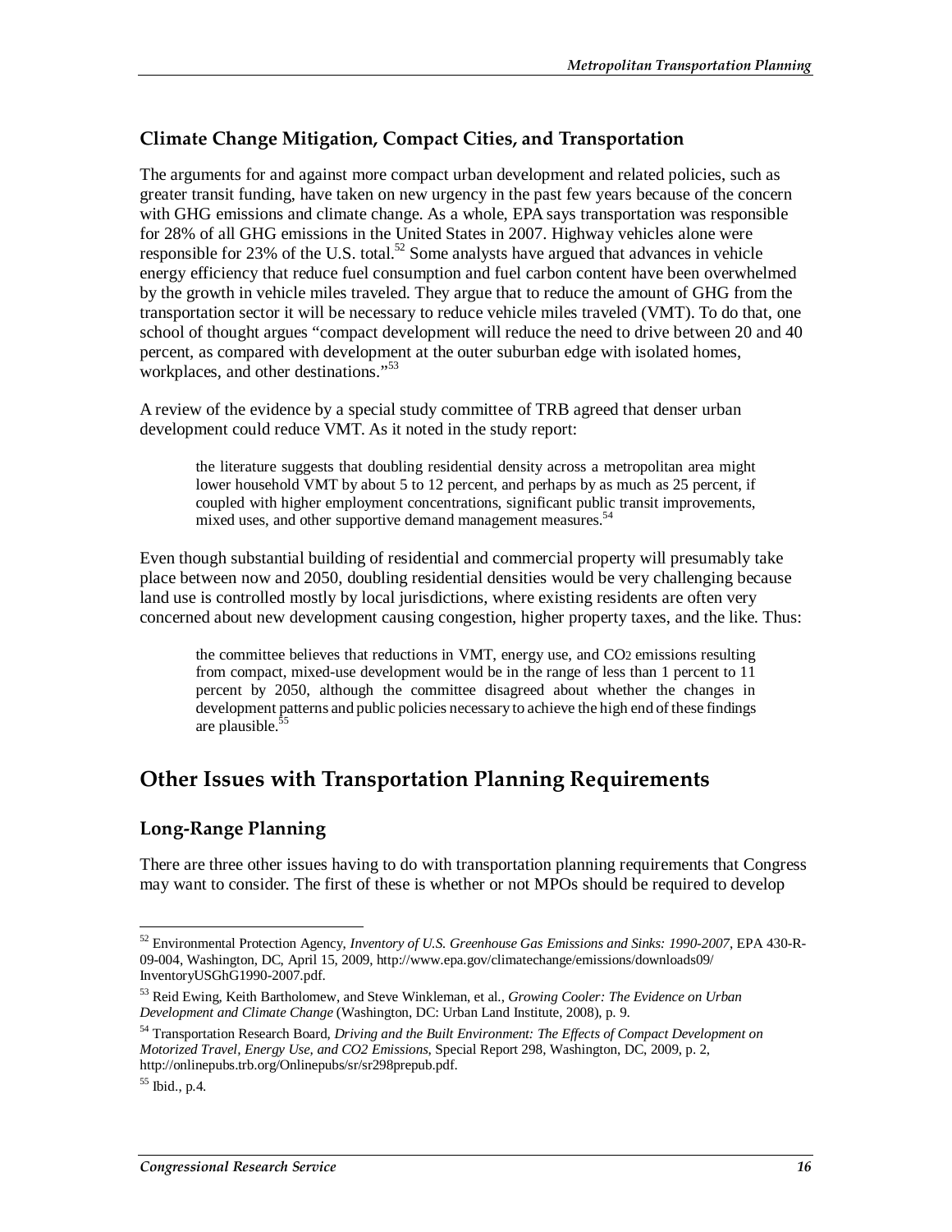### Climate Change Mitigation, Compact Cities, and Transportation

The arguments for and against more compact urban development and related policies, such as greater transit funding, have taken on new urgency in the past few years because of the concern with GHG emissions and climate change. As a whole, EPA says transportation was responsible for 28% of all GHG emissions in the United States in 2007. Highway vehicles alone were responsible for 23% of the U.S. total.[52] Some analysts have argued that advances in vehicle energy efficiency that reduce fuel consumption and fuel carbon content have been overwhelmed by the growth in vehicle miles traveled. They argue that to reduce the amount of GHG from the transportation sector it will be necessary to reduce vehicle miles traveled (VMT). To do that, one school of thought argues "compact development will reduce the need to drive between 20 and 40 percent, as compared with development at the outer suburban edge with isolated homes, workplaces, and other destinations."[53]

A review of the evidence by a special study committee of TRB agreed that denser urban development could reduce VMT. As it noted in the study report:

> the literature suggests that doubling residential density across a metropolitan area might lower household VMT by about 5 to 12 percent, and perhaps by as much as 25 percent, if coupled with higher employment concentrations, significant public transit improvements, mixed uses, and other supportive demand management measures.[54]

Even though substantial building of residential and commercial property will presumably take place between now and 2050, doubling residential densities would be very challenging because land use is controlled mostly by local jurisdictions, where existing residents are often very concerned about new development causing congestion, higher property taxes, and the like. Thus:

> the committee believes that reductions in VMT, energy use, and $CO_2$ emissions resulting from compact, mixed-use development would be in the range of less than 1 percent to 11 percent by 2050, although the committee disagreed about whether the changes in development patterns and public policies necessary to achieve the high end of these findings are plausible.[55]

## Other Issues with Transportation Planning Requirements

### Long-Range Planning

There are three other issues having to do with transportation planning requirements that Congress may want to consider. The first of these is whether or not MPOs should be required to develop

---

[52] Environmental Protection Agency, *Inventory of U.S. Greenhouse Gas Emissions and Sinks: 1990-2007*, EPA 430-R-09-004, Washington, DC, April 15, 2009, http://www.epa.gov/climatechange/emissions/downloads09/InventoryUSGhG1990-2007.pdf.

[53] Reid Ewing, Keith Bartholomew, and Steve Winkleman, et al., *Growing Cooler: The Evidence on Urban Development and Climate Change* (Washington, DC: Urban Land Institute, 2008), p. 9.

[54] Transportation Research Board, *Driving and the Built Environment: The Effects of Compact Development on Motorized Travel, Energy Use, and CO2 Emissions*, Special Report 298, Washington, DC, 2009, p. 2, http://onlinepubs.trb.org/Onlinepubs/sr/sr298prepub.pdf.

[55] Ibid., p.4.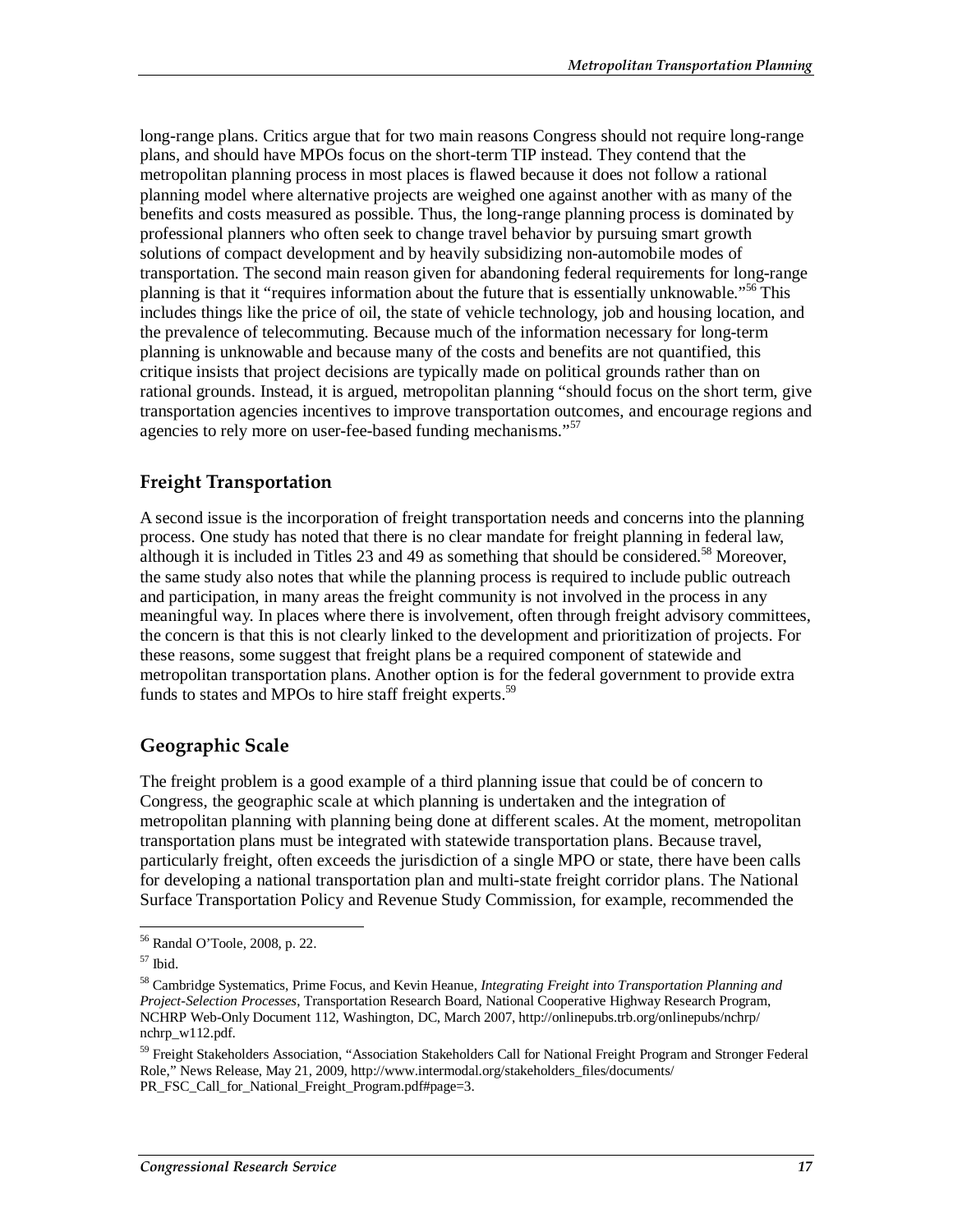long-range plans. Critics argue that for two main reasons Congress should not require long-range plans, and should have MPOs focus on the short-term TIP instead. They contend that the metropolitan planning process in most places is flawed because it does not follow a rational planning model where alternative projects are weighed one against another with as many of the benefits and costs measured as possible. Thus, the long-range planning process is dominated by professional planners who often seek to change travel behavior by pursuing smart growth solutions of compact development and by heavily subsidizing non-automobile modes of transportation. The second main reason given for abandoning federal requirements for long-range planning is that it "requires information about the future that is essentially unknowable."[56] This includes things like the price of oil, the state of vehicle technology, job and housing location, and the prevalence of telecommuting. Because much of the information necessary for long-term planning is unknowable and because many of the costs and benefits are not quantified, this critique insists that project decisions are typically made on political grounds rather than on rational grounds. Instead, it is argued, metropolitan planning "should focus on the short term, give transportation agencies incentives to improve transportation outcomes, and encourage regions and agencies to rely more on user-fee-based funding mechanisms."[57]

## Freight Transportation

A second issue is the incorporation of freight transportation needs and concerns into the planning process. One study has noted that there is no clear mandate for freight planning in federal law, although it is included in Titles 23 and 49 as something that should be considered.[58] Moreover, the same study also notes that while the planning process is required to include public outreach and participation, in many areas the freight community is not involved in the process in any meaningful way. In places where there is involvement, often through freight advisory committees, the concern is that this is not clearly linked to the development and prioritization of projects. For these reasons, some suggest that freight plans be a required component of statewide and metropolitan transportation plans. Another option is for the federal government to provide extra funds to states and MPOs to hire staff freight experts.[59]

## Geographic Scale

The freight problem is a good example of a third planning issue that could be of concern to Congress, the geographic scale at which planning is undertaken and the integration of metropolitan planning with planning being done at different scales. At the moment, metropolitan transportation plans must be integrated with statewide transportation plans. Because travel, particularly freight, often exceeds the jurisdiction of a single MPO or state, there have been calls for developing a national transportation plan and multi-state freight corridor plans. The National Surface Transportation Policy and Revenue Study Commission, for example, recommended the

---

[56] Randal O'Toole, 2008, p. 22.

[57] Ibid.

[58] Cambridge Systematics, Prime Focus, and Kevin Heanue, *Integrating Freight into Transportation Planning and Project-Selection Processes*, Transportation Research Board, National Cooperative Highway Research Program, NCHRP Web-Only Document 112, Washington, DC, March 2007, http://onlinepubs.trb.org/onlinepubs/nchrp/nchrp_w112.pdf.

[59] Freight Stakeholders Association, "Association Stakeholders Call for National Freight Program and Stronger Federal Role," News Release, May 21, 2009, http://www.intermodal.org/stakeholders_files/documents/PR_FSC_Call_for_National_Freight_Program.pdf#page=3.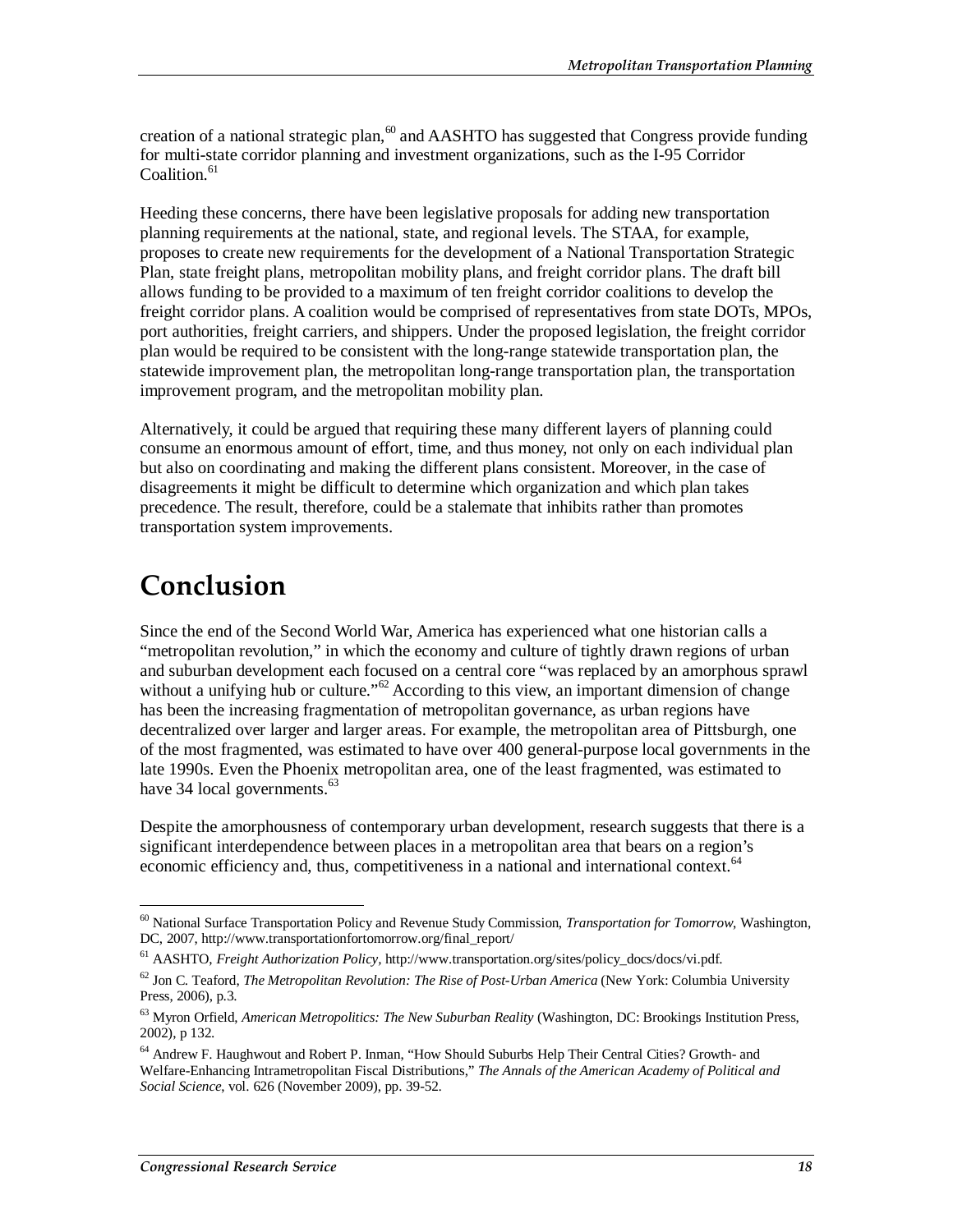creation of a national strategic plan,[60] and AASHTO has suggested that Congress provide funding for multi-state corridor planning and investment organizations, such as the I-95 Corridor Coalition.[61]

Heeding these concerns, there have been legislative proposals for adding new transportation planning requirements at the national, state, and regional levels. The STAA, for example, proposes to create new requirements for the development of a National Transportation Strategic Plan, state freight plans, metropolitan mobility plans, and freight corridor plans. The draft bill allows funding to be provided to a maximum of ten freight corridor coalitions to develop the freight corridor plans. A coalition would be comprised of representatives from state DOTs, MPOs, port authorities, freight carriers, and shippers. Under the proposed legislation, the freight corridor plan would be required to be consistent with the long-range statewide transportation plan, the statewide improvement plan, the metropolitan long-range transportation plan, the transportation improvement program, and the metropolitan mobility plan.

Alternatively, it could be argued that requiring these many different layers of planning could consume an enormous amount of effort, time, and thus money, not only on each individual plan but also on coordinating and making the different plans consistent. Moreover, in the case of disagreements it might be difficult to determine which organization and which plan takes precedence. The result, therefore, could be a stalemate that inhibits rather than promotes transportation system improvements.

# Conclusion

Since the end of the Second World War, America has experienced what one historian calls a "metropolitan revolution," in which the economy and culture of tightly drawn regions of urban and suburban development each focused on a central core "was replaced by an amorphous sprawl without a unifying hub or culture."[62] According to this view, an important dimension of change has been the increasing fragmentation of metropolitan governance, as urban regions have decentralized over larger and larger areas. For example, the metropolitan area of Pittsburgh, one of the most fragmented, was estimated to have over 400 general-purpose local governments in the late 1990s. Even the Phoenix metropolitan area, one of the least fragmented, was estimated to have 34 local governments.[63]

Despite the amorphousness of contemporary urban development, research suggests that there is a significant interdependence between places in a metropolitan area that bears on a region's economic efficiency and, thus, competitiveness in a national and international context.[64]

---

[60] National Surface Transportation Policy and Revenue Study Commission, *Transportation for Tomorrow*, Washington, DC, 2007, http://www.transportationfortomorrow.org/final_report/

[61] AASHTO, *Freight Authorization Policy*, http://www.transportation.org/sites/policy_docs/docs/vi.pdf.

[62] Jon C. Teaford, *The Metropolitan Revolution: The Rise of Post-Urban America* (New York: Columbia University Press, 2006), p.3.

[63] Myron Orfield, *American Metropolitics: The New Suburban Reality* (Washington, DC: Brookings Institution Press, 2002), p 132.

[64] Andrew F. Haughwout and Robert P. Inman, "How Should Suburbs Help Their Central Cities? Growth- and Welfare-Enhancing Intrametropolitan Fiscal Distributions," *The Annals of the American Academy of Political and Social Science*, vol. 626 (November 2009), pp. 39-52.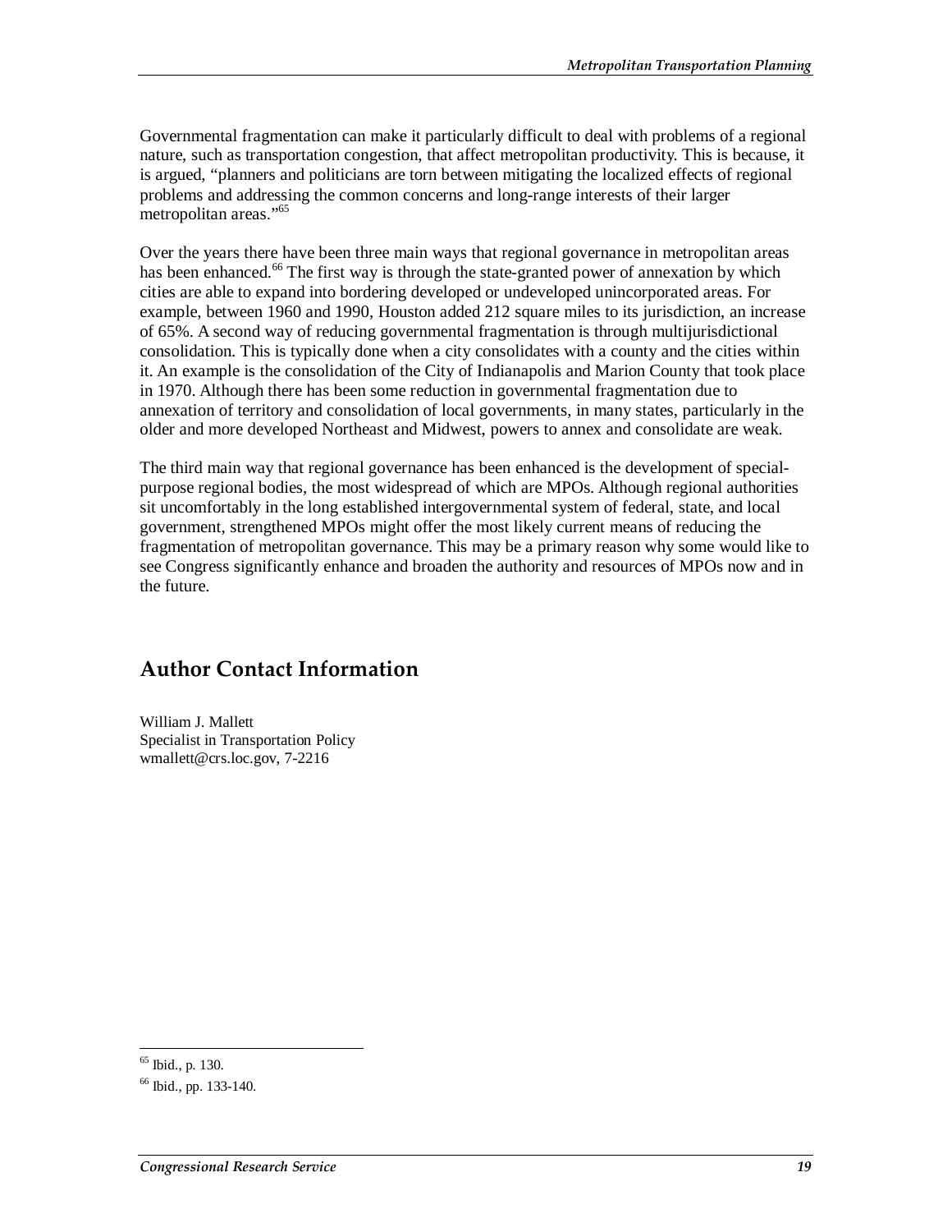Governmental fragmentation can make it particularly difficult to deal with problems of a regional nature, such as transportation congestion, that affect metropolitan productivity. This is because, it is argued, "planners and politicians are torn between mitigating the localized effects of regional problems and addressing the common concerns and long-range interests of their larger metropolitan areas."[65]

Over the years there have been three main ways that regional governance in metropolitan areas has been enhanced.[66] The first way is through the state-granted power of annexation by which cities are able to expand into bordering developed or undeveloped unincorporated areas. For example, between 1960 and 1990, Houston added 212 square miles to its jurisdiction, an increase of 65%. A second way of reducing governmental fragmentation is through multijurisdictional consolidation. This is typically done when a city consolidates with a county and the cities within it. An example is the consolidation of the City of Indianapolis and Marion County that took place in 1970. Although there has been some reduction in governmental fragmentation due to annexation of territory and consolidation of local governments, in many states, particularly in the older and more developed Northeast and Midwest, powers to annex and consolidate are weak.

The third main way that regional governance has been enhanced is the development of special-purpose regional bodies, the most widespread of which are MPOs. Although regional authorities sit uncomfortably in the long established intergovernmental system of federal, state, and local government, strengthened MPOs might offer the most likely current means of reducing the fragmentation of metropolitan governance. This may be a primary reason why some would like to see Congress significantly enhance and broaden the authority and resources of MPOs now and in the future.

## Author Contact Information

William J. Mallett
Specialist in Transportation Policy
wmallett@crs.loc.gov, 7-2216

---

[65] Ibid., p. 130.

[66] Ibid., pp. 133-140.